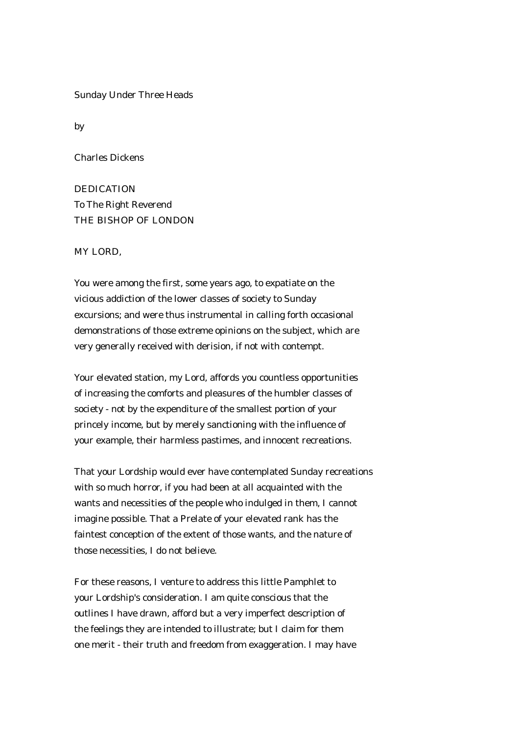# Sunday Under Three Heads

by

Charles Dickens

## DEDICATION

To The Right Reverend
THE BISHOP OF LONDON

MY LORD,

You were among the first, some years ago, to expatiate on the vicious addiction of the lower classes of society to Sunday excursions; and were thus instrumental in calling forth occasional demonstrations of those extreme opinions on the subject, which are very generally received with derision, if not with contempt.

Your elevated station, my Lord, affords you countless opportunities of increasing the comforts and pleasures of the humbler classes of society - not by the expenditure of the smallest portion of your princely income, but by merely sanctioning with the influence of your example, their harmless pastimes, and innocent recreations.

That your Lordship would ever have contemplated Sunday recreations with so much horror, if you had been at all acquainted with the wants and necessities of the people who indulged in them, I cannot imagine possible. That a Prelate of your elevated rank has the faintest conception of the extent of those wants, and the nature of those necessities, I do not believe.

For these reasons, I venture to address this little Pamphlet to your Lordship's consideration. I am quite conscious that the outlines I have drawn, afford but a very imperfect description of the feelings they are intended to illustrate; but I claim for them one merit - their truth and freedom from exaggeration. I may have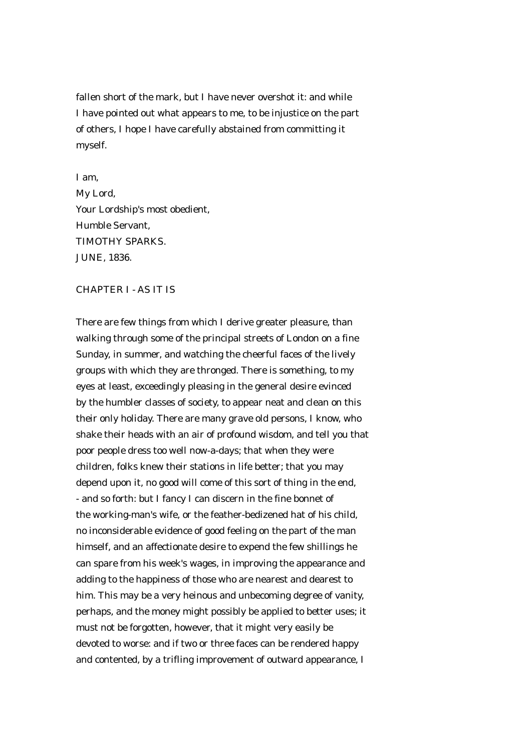fallen short of the mark, but I have never overshot it: and while I have pointed out what appears to me, to be injustice on the part of others, I hope I have carefully abstained from committing it myself.

I am,  
My Lord,  
Your Lordship's most obedient,  
Humble Servant,  
TIMOTHY SPARKS.  
JUNE, 1836.

## CHAPTER I - AS IT IS

There are few things from which I derive greater pleasure, than walking through some of the principal streets of London on a fine Sunday, in summer, and watching the cheerful faces of the lively groups with which they are thronged. There is something, to my eyes at least, exceedingly pleasing in the general desire evinced by the humbler classes of society, to appear neat and clean on this their only holiday. There are many grave old persons, I know, who shake their heads with an air of profound wisdom, and tell you that poor people dress too well now-a-days; that when they were children, folks knew their stations in life better; that you may depend upon it, no good will come of this sort of thing in the end, - and so forth: but I fancy I can discern in the fine bonnet of the working-man's wife, or the feather-bedizened hat of his child, no inconsiderable evidence of good feeling on the part of the man himself, and an affectionate desire to expend the few shillings he can spare from his week's wages, in improving the appearance and adding to the happiness of those who are nearest and dearest to him. This may be a very heinous and unbecoming degree of vanity, perhaps, and the money might possibly be applied to better uses; it must not be forgotten, however, that it might very easily be devoted to worse: and if two or three faces can be rendered happy and contented, by a trifling improvement of outward appearance, I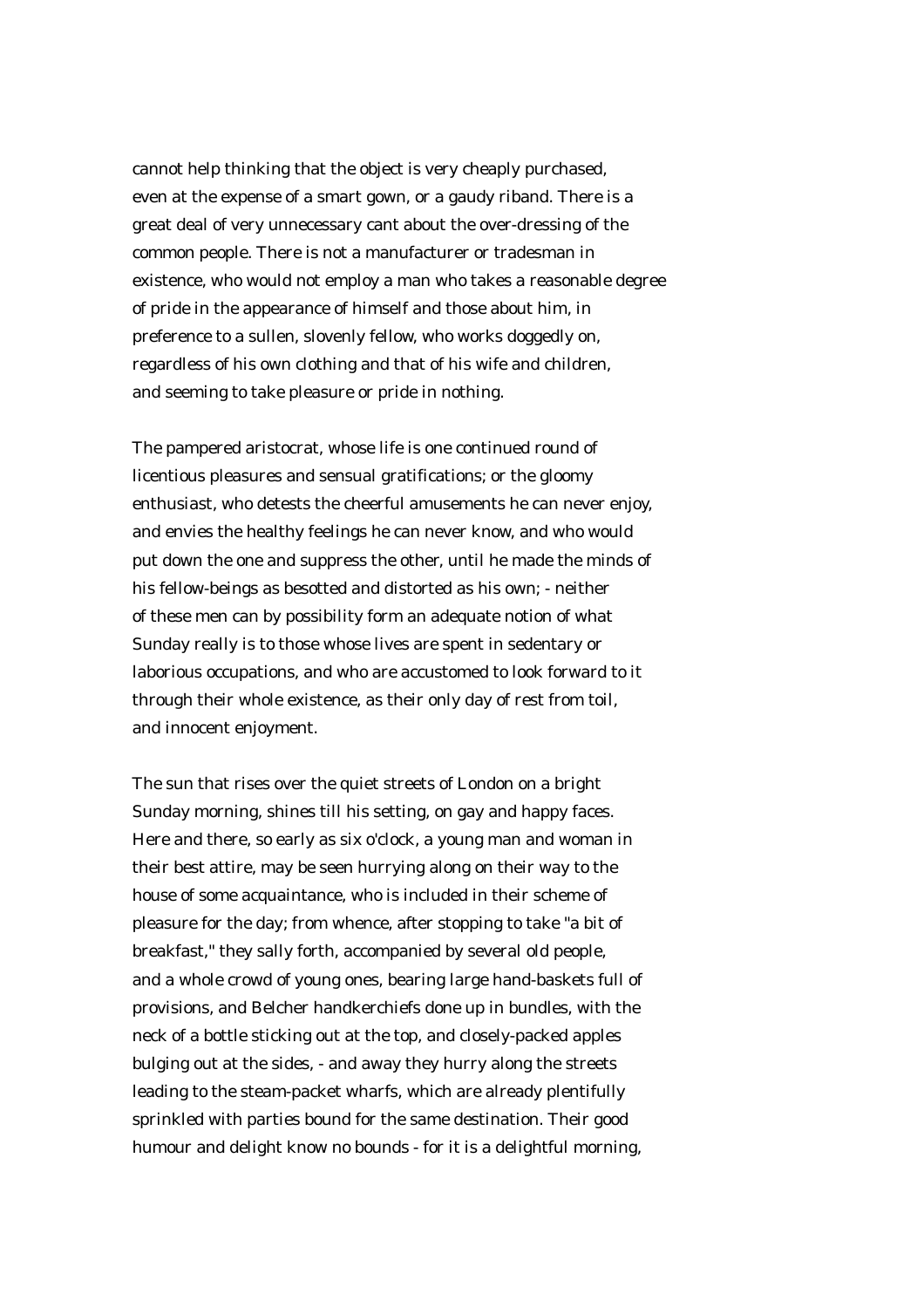cannot help thinking that the object is very cheaply purchased, even at the expense of a smart gown, or a gaudy riband. There is a great deal of very unnecessary cant about the over-dressing of the common people. There is not a manufacturer or tradesman in existence, who would not employ a man who takes a reasonable degree of pride in the appearance of himself and those about him, in preference to a sullen, slovenly fellow, who works doggedly on, regardless of his own clothing and that of his wife and children, and seeming to take pleasure or pride in nothing.

The pampered aristocrat, whose life is one continued round of licentious pleasures and sensual gratifications; or the gloomy enthusiast, who detests the cheerful amusements he can never enjoy, and envies the healthy feelings he can never know, and who would put down the one and suppress the other, until he made the minds of his fellow-beings as besotted and distorted as his own; - neither of these men can by possibility form an adequate notion of what Sunday really is to those whose lives are spent in sedentary or laborious occupations, and who are accustomed to look forward to it through their whole existence, as their only day of rest from toil, and innocent enjoyment.

The sun that rises over the quiet streets of London on a bright Sunday morning, shines till his setting, on gay and happy faces. Here and there, so early as six o'clock, a young man and woman in their best attire, may be seen hurrying along on their way to the house of some acquaintance, who is included in their scheme of pleasure for the day; from whence, after stopping to take "a bit of breakfast," they sally forth, accompanied by several old people, and a whole crowd of young ones, bearing large hand-baskets full of provisions, and Belcher handkerchiefs done up in bundles, with the neck of a bottle sticking out at the top, and closely-packed apples bulging out at the sides, - and away they hurry along the streets leading to the steam-packet wharfs, which are already plentifully sprinkled with parties bound for the same destination. Their good humour and delight know no bounds - for it is a delightful morning,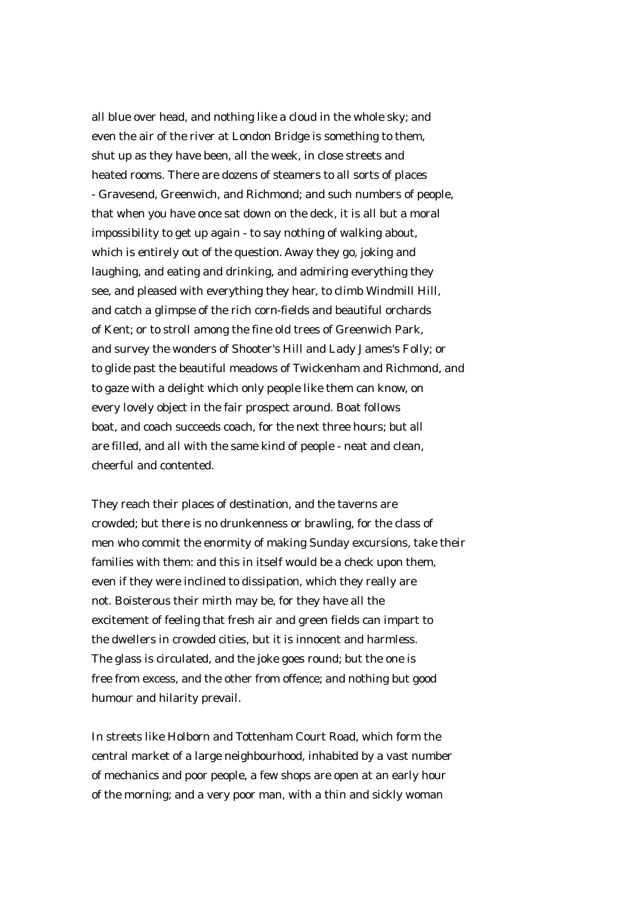all blue over head, and nothing like a cloud in the whole sky; and even the air of the river at London Bridge is something to them, shut up as they have been, all the week, in close streets and heated rooms. There are dozens of steamers to all sorts of places - Gravesend, Greenwich, and Richmond; and such numbers of people, that when you have once sat down on the deck, it is all but a moral impossibility to get up again - to say nothing of walking about, which is entirely out of the question. Away they go, joking and laughing, and eating and drinking, and admiring everything they see, and pleased with everything they hear, to climb Windmill Hill, and catch a glimpse of the rich corn-fields and beautiful orchards of Kent; or to stroll among the fine old trees of Greenwich Park, and survey the wonders of Shooter's Hill and Lady James's Folly; or to glide past the beautiful meadows of Twickenham and Richmond, and to gaze with a delight which only people like them can know, on every lovely object in the fair prospect around. Boat follows boat, and coach succeeds coach, for the next three hours; but all are filled, and all with the same kind of people - neat and clean, cheerful and contented.

They reach their places of destination, and the taverns are crowded; but there is no drunkenness or brawling, for the class of men who commit the enormity of making Sunday excursions, take their families with them: and this in itself would be a check upon them, even if they were inclined to dissipation, which they really are not. Boisterous their mirth may be, for they have all the excitement of feeling that fresh air and green fields can impart to the dwellers in crowded cities, but it is innocent and harmless. The glass is circulated, and the joke goes round; but the one is free from excess, and the other from offence; and nothing but good humour and hilarity prevail.

In streets like Holborn and Tottenham Court Road, which form the central market of a large neighbourhood, inhabited by a vast number of mechanics and poor people, a few shops are open at an early hour of the morning; and a very poor man, with a thin and sickly woman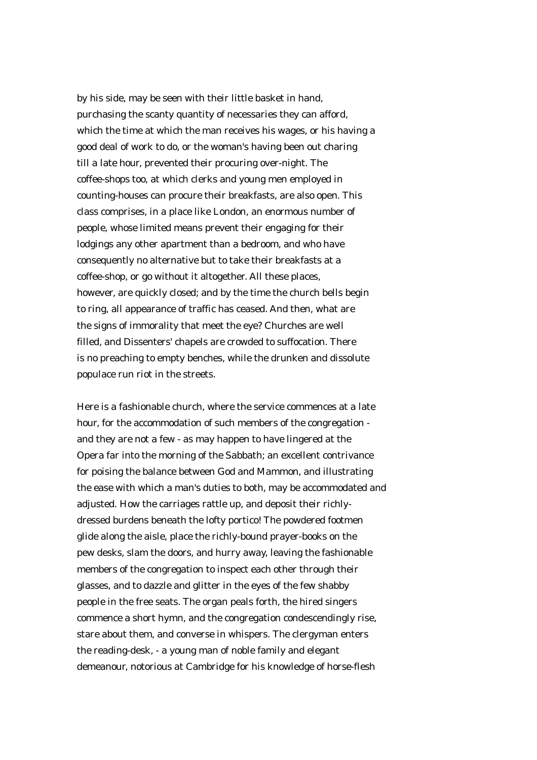by his side, may be seen with their little basket in hand, purchasing the scanty quantity of necessaries they can afford, which the time at which the man receives his wages, or his having a good deal of work to do, or the woman's having been out charing till a late hour, prevented their procuring over-night. The coffee-shops too, at which clerks and young men employed in counting-houses can procure their breakfasts, are also open. This class comprises, in a place like London, an enormous number of people, whose limited means prevent their engaging for their lodgings any other apartment than a bedroom, and who have consequently no alternative but to take their breakfasts at a coffee-shop, or go without it altogether. All these places, however, are quickly closed; and by the time the church bells begin to ring, all appearance of traffic has ceased. And then, what are the signs of immorality that meet the eye? Churches are well filled, and Dissenters' chapels are crowded to suffocation. There is no preaching to empty benches, while the drunken and dissolute populace run riot in the streets.

Here is a fashionable church, where the service commences at a late hour, for the accommodation of such members of the congregation - and they are not a few - as may happen to have lingered at the Opera far into the morning of the Sabbath; an excellent contrivance for poising the balance between God and Mammon, and illustrating the ease with which a man's duties to both, may be accommodated and adjusted. How the carriages rattle up, and deposit their richly-dressed burdens beneath the lofty portico! The powdered footmen glide along the aisle, place the richly-bound prayer-books on the pew desks, slam the doors, and hurry away, leaving the fashionable members of the congregation to inspect each other through their glasses, and to dazzle and glitter in the eyes of the few shabby people in the free seats. The organ peals forth, the hired singers commence a short hymn, and the congregation condescendingly rise, stare about them, and converse in whispers. The clergyman enters the reading-desk, - a young man of noble family and elegant demeanour, notorious at Cambridge for his knowledge of horse-flesh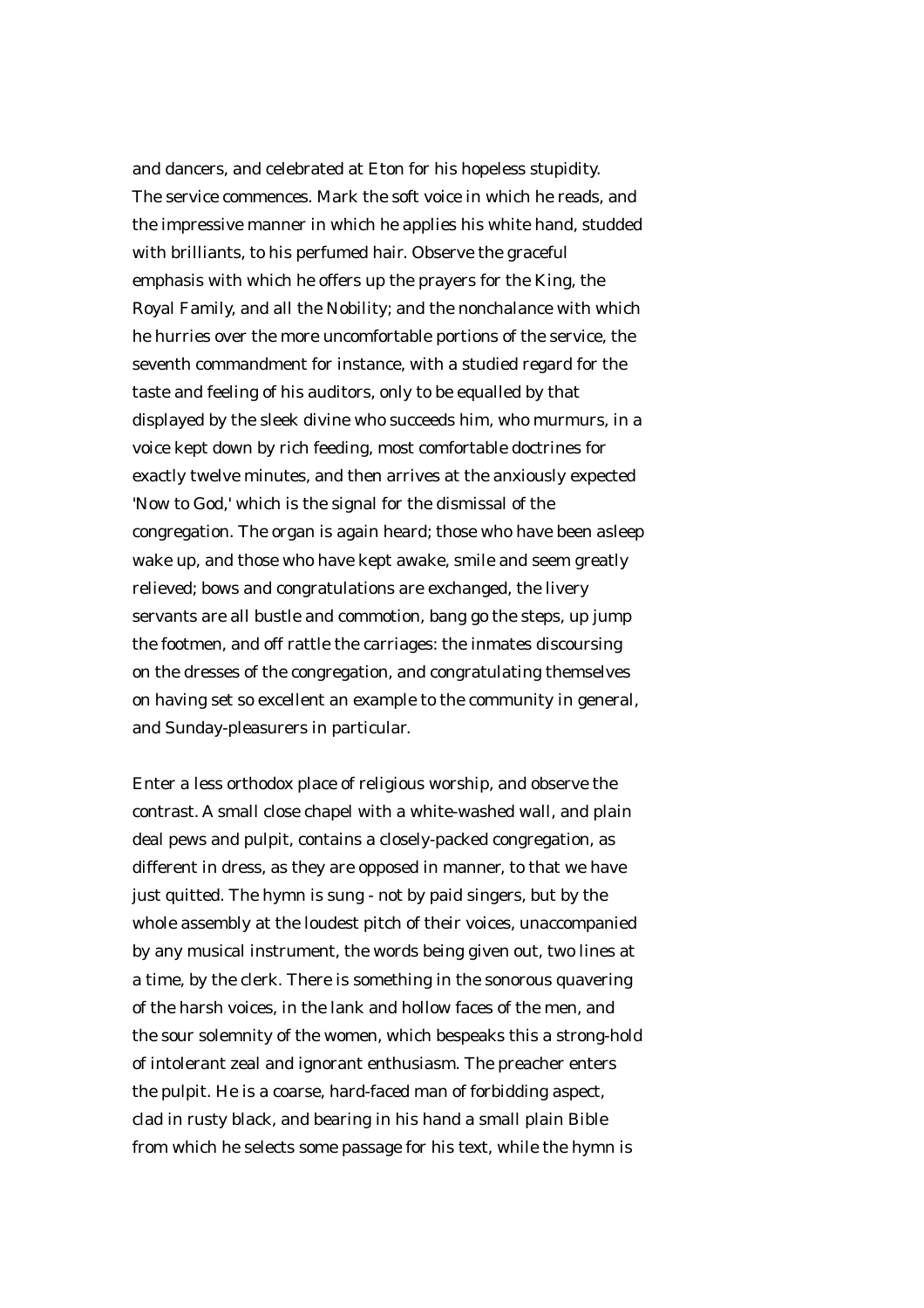and dancers, and celebrated at Eton for his hopeless stupidity. The service commences. Mark the soft voice in which he reads, and the impressive manner in which he applies his white hand, studded with brilliants, to his perfumed hair. Observe the graceful emphasis with which he offers up the prayers for the King, the Royal Family, and all the Nobility; and the nonchalance with which he hurries over the more uncomfortable portions of the service, the seventh commandment for instance, with a studied regard for the taste and feeling of his auditors, only to be equalled by that displayed by the sleek divine who succeeds him, who murmurs, in a voice kept down by rich feeding, most comfortable doctrines for exactly twelve minutes, and then arrives at the anxiously expected 'Now to God,' which is the signal for the dismissal of the congregation. The organ is again heard; those who have been asleep wake up, and those who have kept awake, smile and seem greatly relieved; bows and congratulations are exchanged, the livery servants are all bustle and commotion, bang go the steps, up jump the footmen, and off rattle the carriages: the inmates discoursing on the dresses of the congregation, and congratulating themselves on having set so excellent an example to the community in general, and Sunday-pleasurers in particular.

Enter a less orthodox place of religious worship, and observe the contrast. A small close chapel with a white-washed wall, and plain deal pews and pulpit, contains a closely-packed congregation, as different in dress, as they are opposed in manner, to that we have just quitted. The hymn is sung - not by paid singers, but by the whole assembly at the loudest pitch of their voices, unaccompanied by any musical instrument, the words being given out, two lines at a time, by the clerk. There is something in the sonorous quavering of the harsh voices, in the lank and hollow faces of the men, and the sour solemnity of the women, which bespeaks this a strong-hold of intolerant zeal and ignorant enthusiasm. The preacher enters the pulpit. He is a coarse, hard-faced man of forbidding aspect, clad in rusty black, and bearing in his hand a small plain Bible from which he selects some passage for his text, while the hymn is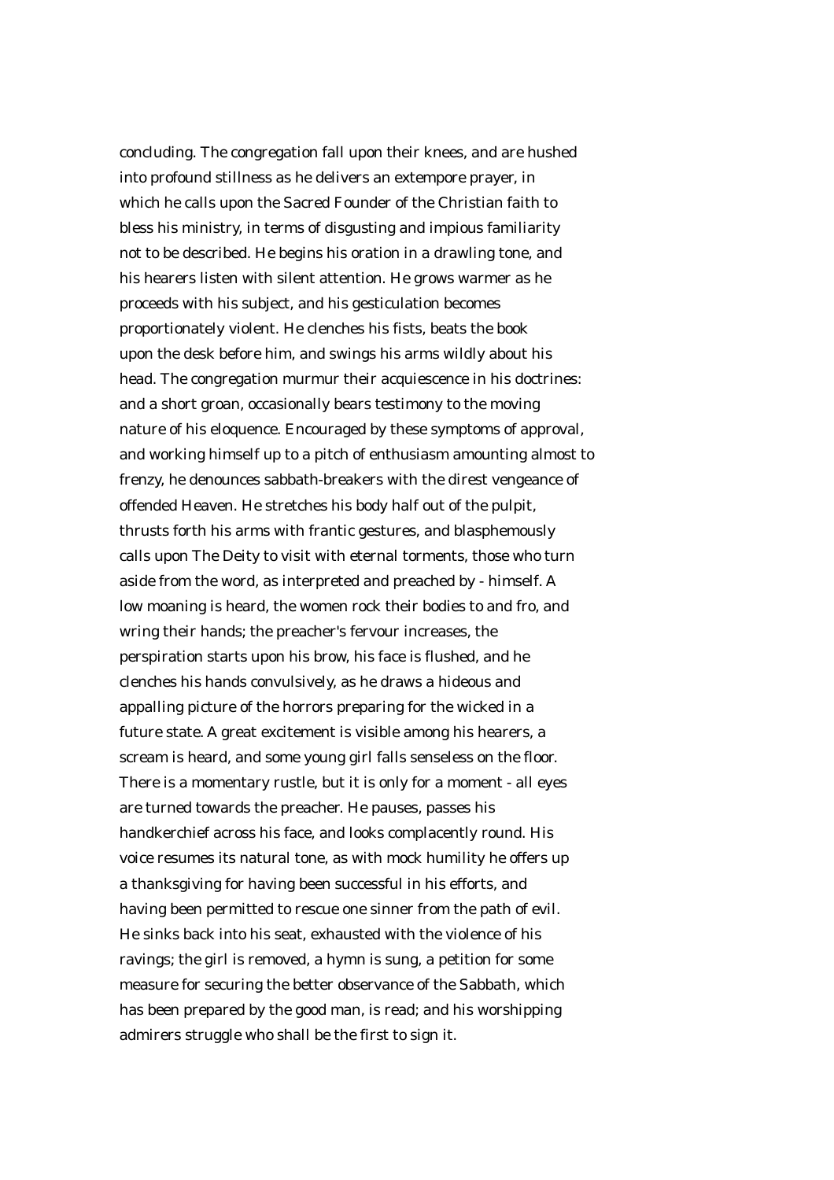concluding. The congregation fall upon their knees, and are hushed into profound stillness as he delivers an extempore prayer, in which he calls upon the Sacred Founder of the Christian faith to bless his ministry, in terms of disgusting and impious familiarity not to be described. He begins his oration in a drawling tone, and his hearers listen with silent attention. He grows warmer as he proceeds with his subject, and his gesticulation becomes proportionately violent. He clenches his fists, beats the book upon the desk before him, and swings his arms wildly about his head. The congregation murmur their acquiescence in his doctrines: and a short groan, occasionally bears testimony to the moving nature of his eloquence. Encouraged by these symptoms of approval, and working himself up to a pitch of enthusiasm amounting almost to frenzy, he denounces sabbath-breakers with the direst vengeance of offended Heaven. He stretches his body half out of the pulpit, thrusts forth his arms with frantic gestures, and blasphemously calls upon The Deity to visit with eternal torments, those who turn aside from the word, as interpreted and preached by - himself. A low moaning is heard, the women rock their bodies to and fro, and wring their hands; the preacher's fervour increases, the perspiration starts upon his brow, his face is flushed, and he clenches his hands convulsively, as he draws a hideous and appalling picture of the horrors preparing for the wicked in a future state. A great excitement is visible among his hearers, a scream is heard, and some young girl falls senseless on the floor. There is a momentary rustle, but it is only for a moment - all eyes are turned towards the preacher. He pauses, passes his handkerchief across his face, and looks complacently round. His voice resumes its natural tone, as with mock humility he offers up a thanksgiving for having been successful in his efforts, and having been permitted to rescue one sinner from the path of evil. He sinks back into his seat, exhausted with the violence of his ravings; the girl is removed, a hymn is sung, a petition for some measure for securing the better observance of the Sabbath, which has been prepared by the good man, is read; and his worshipping admirers struggle who shall be the first to sign it.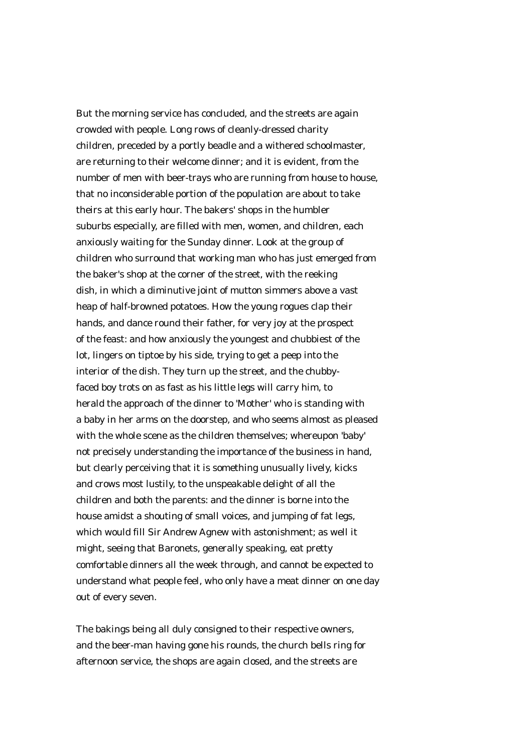But the morning service has concluded, and the streets are again crowded with people. Long rows of cleanly-dressed charity children, preceded by a portly beadle and a withered schoolmaster, are returning to their welcome dinner; and it is evident, from the number of men with beer-trays who are running from house to house, that no inconsiderable portion of the population are about to take theirs at this early hour. The bakers' shops in the humbler suburbs especially, are filled with men, women, and children, each anxiously waiting for the Sunday dinner. Look at the group of children who surround that working man who has just emerged from the baker's shop at the corner of the street, with the reeking dish, in which a diminutive joint of mutton simmers above a vast heap of half-browned potatoes. How the young rogues clap their hands, and dance round their father, for very joy at the prospect of the feast: and how anxiously the youngest and chubbiest of the lot, lingers on tiptoe by his side, trying to get a peep into the interior of the dish. They turn up the street, and the chubby-faced boy trots on as fast as his little legs will carry him, to herald the approach of the dinner to 'Mother' who is standing with a baby in her arms on the doorstep, and who seems almost as pleased with the whole scene as the children themselves; whereupon 'baby' not precisely understanding the importance of the business in hand, but clearly perceiving that it is something unusually lively, kicks and crows most lustily, to the unspeakable delight of all the children and both the parents: and the dinner is borne into the house amidst a shouting of small voices, and jumping of fat legs, which would fill Sir Andrew Agnew with astonishment; as well it might, seeing that Baronets, generally speaking, eat pretty comfortable dinners all the week through, and cannot be expected to understand what people feel, who only have a meat dinner on one day out of every seven.

The bakings being all duly consigned to their respective owners, and the beer-man having gone his rounds, the church bells ring for afternoon service, the shops are again closed, and the streets are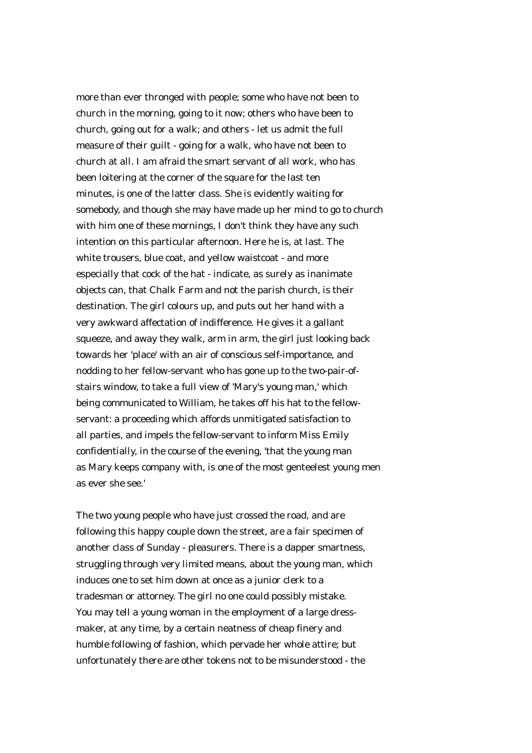more than ever thronged with people; some who have not been to church in the morning, going to it now; others who have been to church, going out for a walk; and others - let us admit the full measure of their guilt - going for a walk, who have not been to church at all. I am afraid the smart servant of all work, who has been loitering at the corner of the square for the last ten minutes, is one of the latter class. She is evidently waiting for somebody, and though she may have made up her mind to go to church with him one of these mornings, I don't think they have any such intention on this particular afternoon. Here he is, at last. The white trousers, blue coat, and yellow waistcoat - and more especially that cock of the hat - indicate, as surely as inanimate objects can, that Chalk Farm and not the parish church, is their destination. The girl colours up, and puts out her hand with a very awkward affectation of indifference. He gives it a gallant squeeze, and away they walk, arm in arm, the girl just looking back towards her 'place' with an air of conscious self-importance, and nodding to her fellow-servant who has gone up to the two-pair-of-stairs window, to take a full view of 'Mary's young man,' which being communicated to William, he takes off his hat to the fellow-servant: a proceeding which affords unmitigated satisfaction to all parties, and impels the fellow-servant to inform Miss Emily confidentially, in the course of the evening, 'that the young man as Mary keeps company with, is one of the most genteelest young men as ever she see.'

The two young people who have just crossed the road, and are following this happy couple down the street, are a fair specimen of another class of Sunday - pleasurers. There is a dapper smartness, struggling through very limited means, about the young man, which induces one to set him down at once as a junior clerk to a tradesman or attorney. The girl no one could possibly mistake. You may tell a young woman in the employment of a large dress-maker, at any time, by a certain neatness of cheap finery and humble following of fashion, which pervade her whole attire; but unfortunately there are other tokens not to be misunderstood - the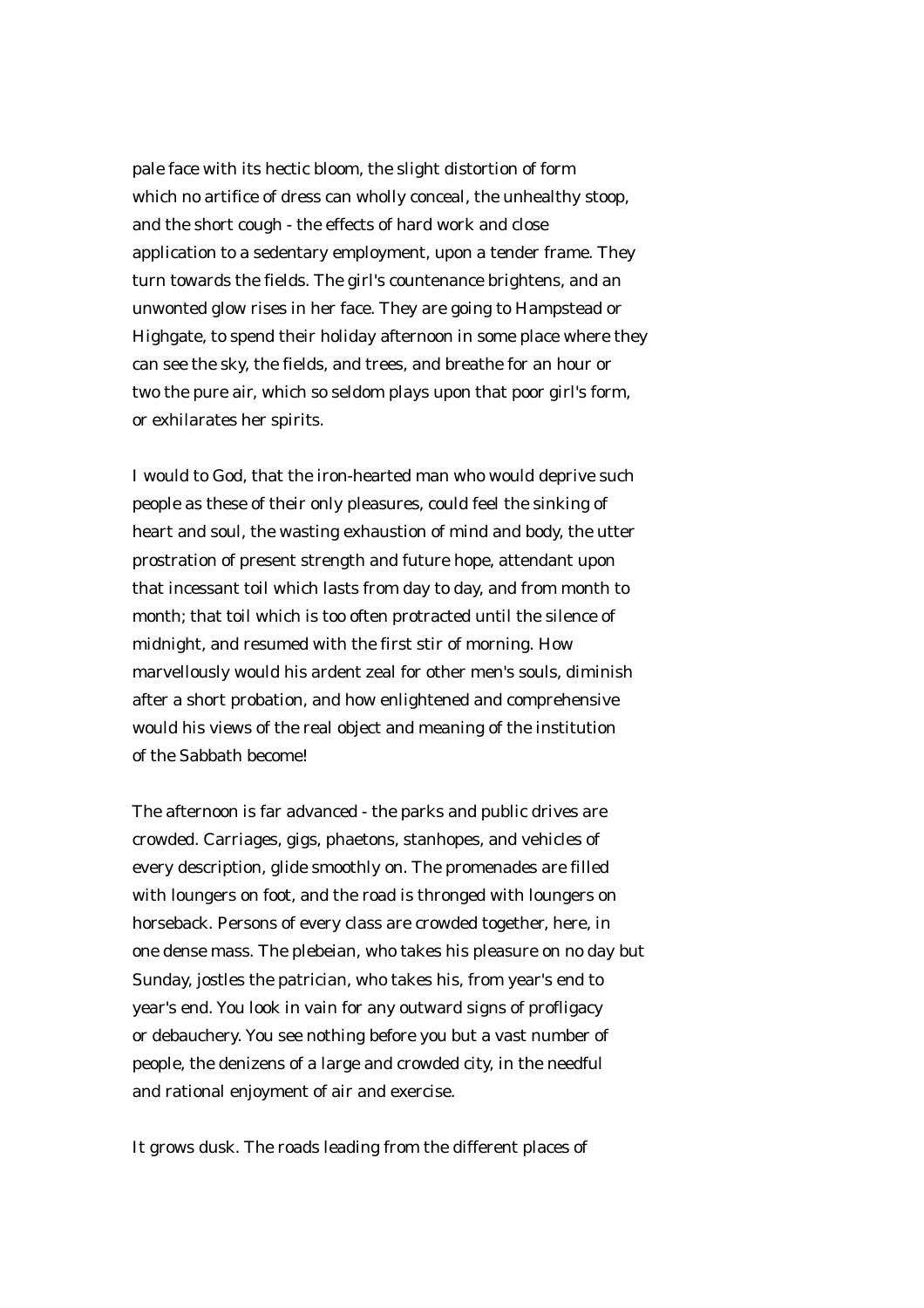pale face with its hectic bloom, the slight distortion of form which no artifice of dress can wholly conceal, the unhealthy stoop, and the short cough - the effects of hard work and close application to a sedentary employment, upon a tender frame. They turn towards the fields. The girl's countenance brightens, and an unwonted glow rises in her face. They are going to Hampstead or Highgate, to spend their holiday afternoon in some place where they can see the sky, the fields, and trees, and breathe for an hour or two the pure air, which so seldom plays upon that poor girl's form, or exhilarates her spirits.

I would to God, that the iron-hearted man who would deprive such people as these of their only pleasures, could feel the sinking of heart and soul, the wasting exhaustion of mind and body, the utter prostration of present strength and future hope, attendant upon that incessant toil which lasts from day to day, and from month to month; that toil which is too often protracted until the silence of midnight, and resumed with the first stir of morning. How marvellously would his ardent zeal for other men's souls, diminish after a short probation, and how enlightened and comprehensive would his views of the real object and meaning of the institution of the Sabbath become!

The afternoon is far advanced - the parks and public drives are crowded. Carriages, gigs, phaetons, stanhopes, and vehicles of every description, glide smoothly on. The promenades are filled with loungers on foot, and the road is thronged with loungers on horseback. Persons of every class are crowded together, here, in one dense mass. The plebeian, who takes his pleasure on no day but Sunday, jostles the patrician, who takes his, from year's end to year's end. You look in vain for any outward signs of profligacy or debauchery. You see nothing before you but a vast number of people, the denizens of a large and crowded city, in the needful and rational enjoyment of air and exercise.

It grows dusk. The roads leading from the different places of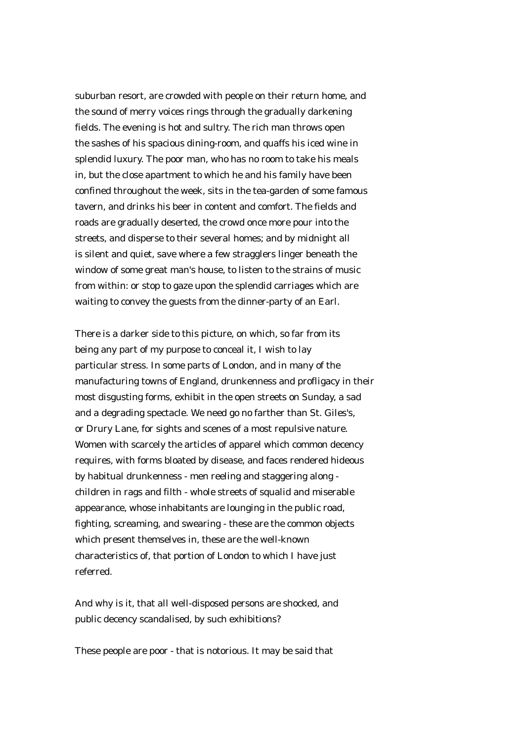suburban resort, are crowded with people on their return home, and the sound of merry voices rings through the gradually darkening fields. The evening is hot and sultry. The rich man throws open the sashes of his spacious dining-room, and quaffs his iced wine in splendid luxury. The poor man, who has no room to take his meals in, but the close apartment to which he and his family have been confined throughout the week, sits in the tea-garden of some famous tavern, and drinks his beer in content and comfort. The fields and roads are gradually deserted, the crowd once more pour into the streets, and disperse to their several homes; and by midnight all is silent and quiet, save where a few stragglers linger beneath the window of some great man's house, to listen to the strains of music from within: or stop to gaze upon the splendid carriages which are waiting to convey the guests from the dinner-party of an Earl.

There is a darker side to this picture, on which, so far from its being any part of my purpose to conceal it, I wish to lay particular stress. In some parts of London, and in many of the manufacturing towns of England, drunkenness and profligacy in their most disgusting forms, exhibit in the open streets on Sunday, a sad and a degrading spectacle. We need go no farther than St. Giles's, or Drury Lane, for sights and scenes of a most repulsive nature. Women with scarcely the articles of apparel which common decency requires, with forms bloated by disease, and faces rendered hideous by habitual drunkenness - men reeling and staggering along - children in rags and filth - whole streets of squalid and miserable appearance, whose inhabitants are lounging in the public road, fighting, screaming, and swearing - these are the common objects which present themselves in, these are the well-known characteristics of, that portion of London to which I have just referred.

And why is it, that all well-disposed persons are shocked, and public decency scandalised, by such exhibitions?

These people are poor - that is notorious. It may be said that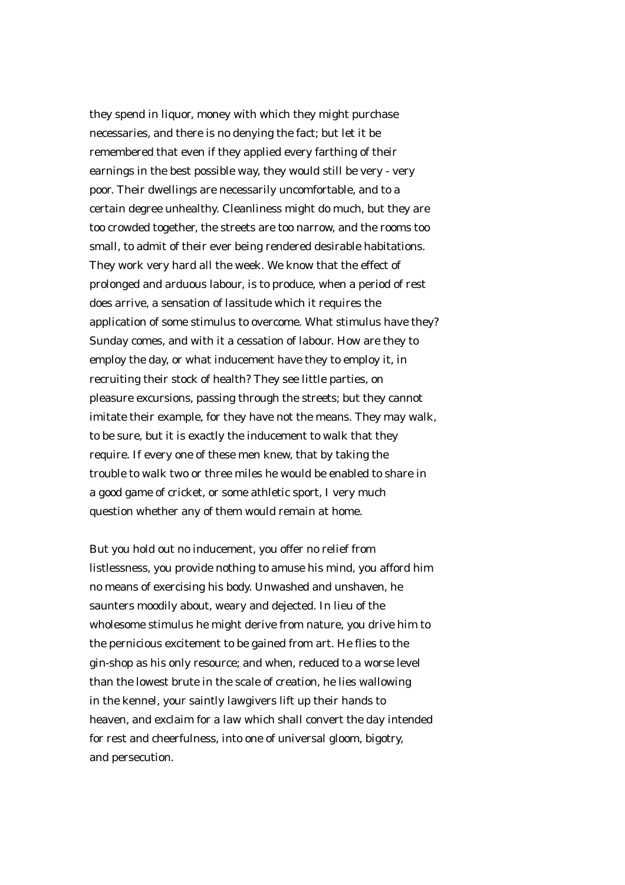they spend in liquor, money with which they might purchase necessaries, and there is no denying the fact; but let it be remembered that even if they applied every farthing of their earnings in the best possible way, they would still be very - very poor. Their dwellings are necessarily uncomfortable, and to a certain degree unhealthy. Cleanliness might do much, but they are too crowded together, the streets are too narrow, and the rooms too small, to admit of their ever being rendered desirable habitations. They work very hard all the week. We know that the effect of prolonged and arduous labour, is to produce, when a period of rest does arrive, a sensation of lassitude which it requires the application of some stimulus to overcome. What stimulus have they? Sunday comes, and with it a cessation of labour. How are they to employ the day, or what inducement have they to employ it, in recruiting their stock of health? They see little parties, on pleasure excursions, passing through the streets; but they cannot imitate their example, for they have not the means. They may walk, to be sure, but it is exactly the inducement to walk that they require. If every one of these men knew, that by taking the trouble to walk two or three miles he would be enabled to share in a good game of cricket, or some athletic sport, I very much question whether any of them would remain at home.

But you hold out no inducement, you offer no relief from listlessness, you provide nothing to amuse his mind, you afford him no means of exercising his body. Unwashed and unshaven, he saunters moodily about, weary and dejected. In lieu of the wholesome stimulus he might derive from nature, you drive him to the pernicious excitement to be gained from art. He flies to the gin-shop as his only resource; and when, reduced to a worse level than the lowest brute in the scale of creation, he lies wallowing in the kennel, your saintly lawgivers lift up their hands to heaven, and exclaim for a law which shall convert the day intended for rest and cheerfulness, into one of universal gloom, bigotry, and persecution.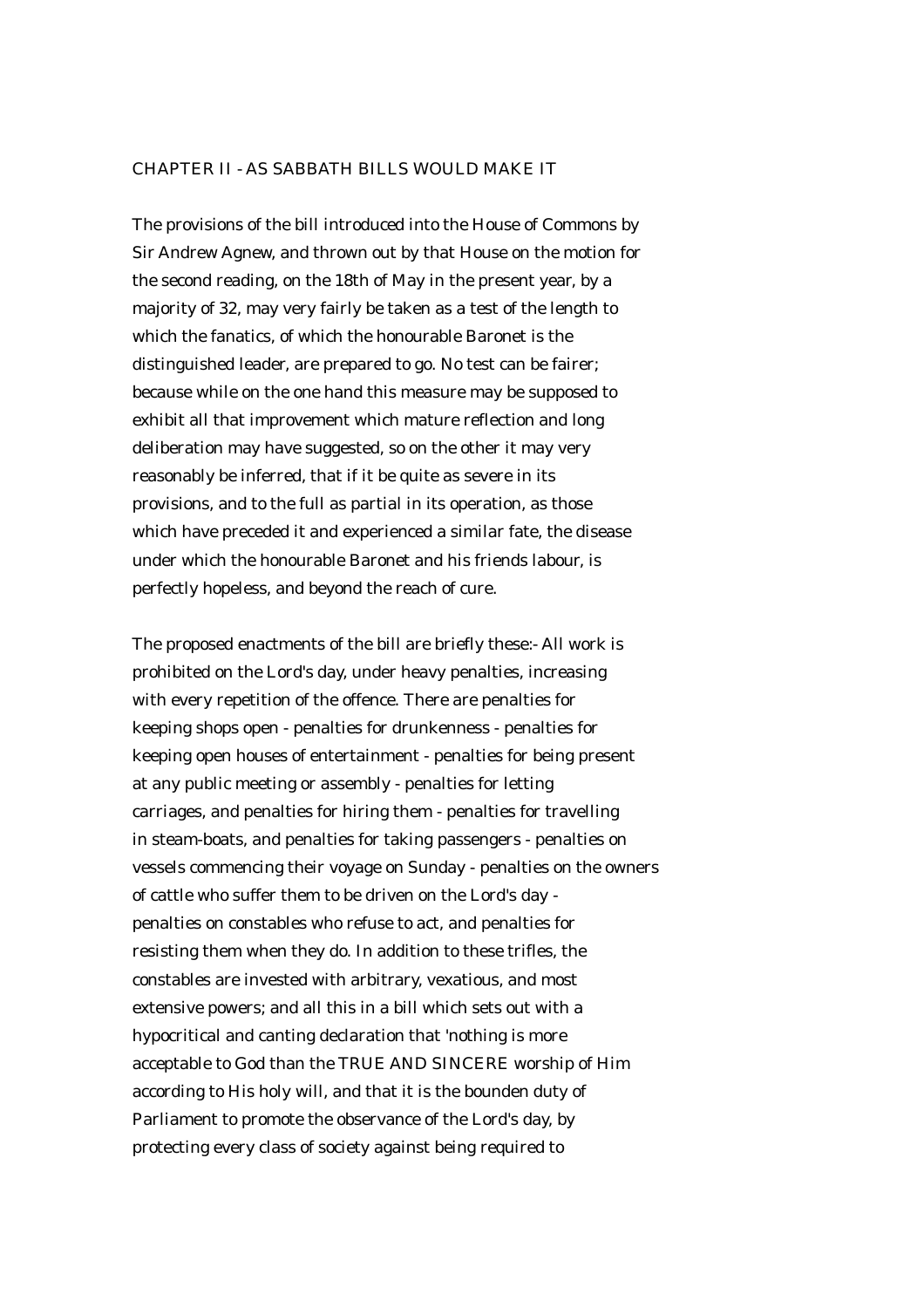## CHAPTER II - AS SABBATH BILLS WOULD MAKE IT

The provisions of the bill introduced into the House of Commons by Sir Andrew Agnew, and thrown out by that House on the motion for the second reading, on the 18th of May in the present year, by a majority of 32, may very fairly be taken as a test of the length to which the fanatics, of which the honourable Baronet is the distinguished leader, are prepared to go. No test can be fairer; because while on the one hand this measure may be supposed to exhibit all that improvement which mature reflection and long deliberation may have suggested, so on the other it may very reasonably be inferred, that if it be quite as severe in its provisions, and to the full as partial in its operation, as those which have preceded it and experienced a similar fate, the disease under which the honourable Baronet and his friends labour, is perfectly hopeless, and beyond the reach of cure.

The proposed enactments of the bill are briefly these:- All work is prohibited on the Lord's day, under heavy penalties, increasing with every repetition of the offence. There are penalties for keeping shops open - penalties for drunkenness - penalties for keeping open houses of entertainment - penalties for being present at any public meeting or assembly - penalties for letting carriages, and penalties for hiring them - penalties for travelling in steam-boats, and penalties for taking passengers - penalties on vessels commencing their voyage on Sunday - penalties on the owners of cattle who suffer them to be driven on the Lord's day - penalties on constables who refuse to act, and penalties for resisting them when they do. In addition to these trifles, the constables are invested with arbitrary, vexatious, and most extensive powers; and all this in a bill which sets out with a hypocritical and canting declaration that 'nothing is more acceptable to God than the TRUE AND SINCERE worship of Him according to His holy will, and that it is the bounden duty of Parliament to promote the observance of the Lord's day, by protecting every class of society against being required to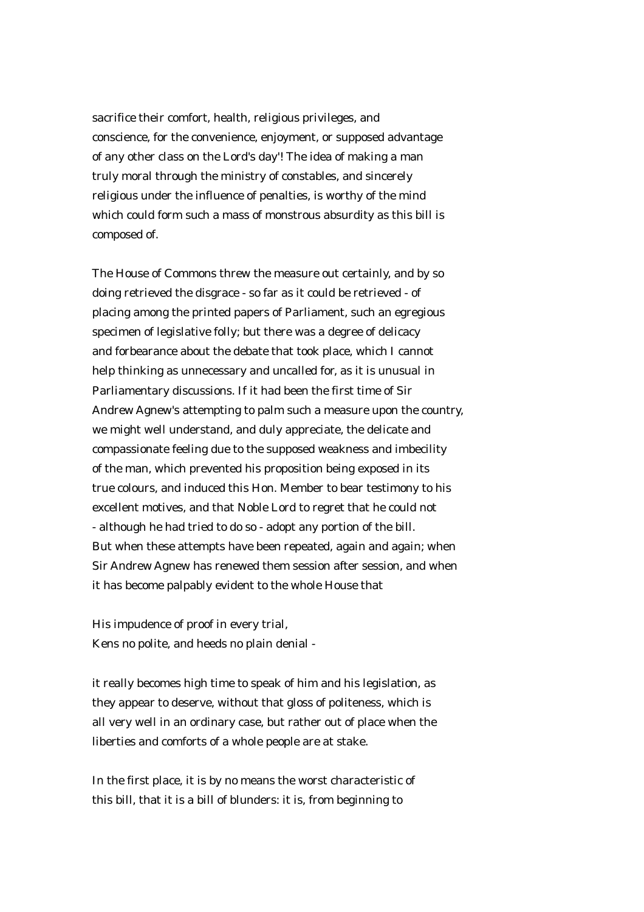sacrifice their comfort, health, religious privileges, and conscience, for the convenience, enjoyment, or supposed advantage of any other class on the Lord's day'! The idea of making a man truly moral through the ministry of constables, and sincerely religious under the influence of penalties, is worthy of the mind which could form such a mass of monstrous absurdity as this bill is composed of.

The House of Commons threw the measure out certainly, and by so doing retrieved the disgrace - so far as it could be retrieved - of placing among the printed papers of Parliament, such an egregious specimen of legislative folly; but there was a degree of delicacy and forbearance about the debate that took place, which I cannot help thinking as unnecessary and uncalled for, as it is unusual in Parliamentary discussions. If it had been the first time of Sir Andrew Agnew's attempting to palm such a measure upon the country, we might well understand, and duly appreciate, the delicate and compassionate feeling due to the supposed weakness and imbecility of the man, which prevented his proposition being exposed in its true colours, and induced this Hon. Member to bear testimony to his excellent motives, and that Noble Lord to regret that he could not - although he had tried to do so - adopt any portion of the bill. But when these attempts have been repeated, again and again; when Sir Andrew Agnew has renewed them session after session, and when it has become palpably evident to the whole House that

His impudence of proof in every trial,  
Kens no polite, and heeds no plain denial -

it really becomes high time to speak of him and his legislation, as they appear to deserve, without that gloss of politeness, which is all very well in an ordinary case, but rather out of place when the liberties and comforts of a whole people are at stake.

In the first place, it is by no means the worst characteristic of this bill, that it is a bill of blunders: it is, from beginning to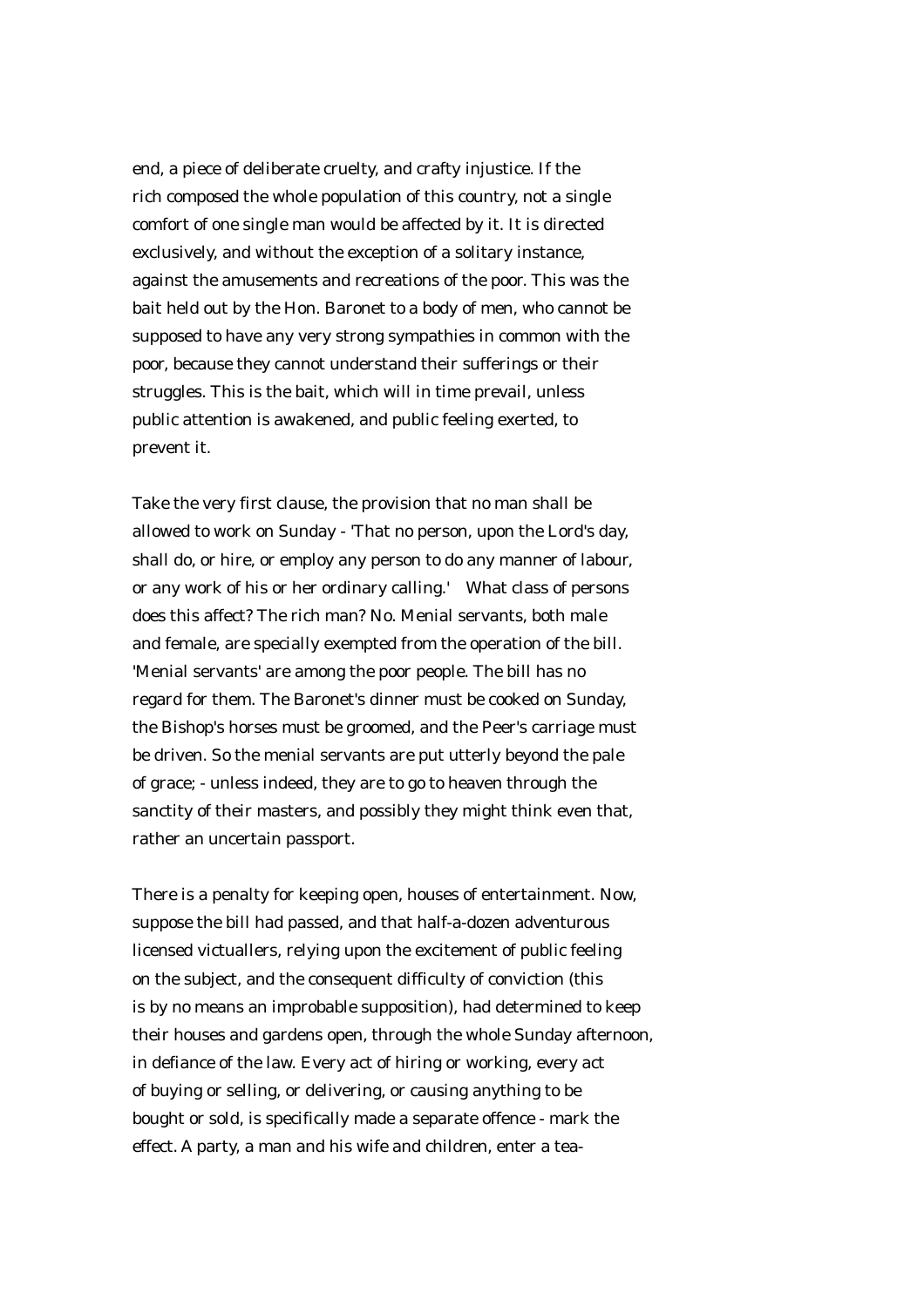end, a piece of deliberate cruelty, and crafty injustice. If the rich composed the whole population of this country, not a single comfort of one single man would be affected by it. It is directed exclusively, and without the exception of a solitary instance, against the amusements and recreations of the poor. This was the bait held out by the Hon. Baronet to a body of men, who cannot be supposed to have any very strong sympathies in common with the poor, because they cannot understand their sufferings or their struggles. This is the bait, which will in time prevail, unless public attention is awakened, and public feeling exerted, to prevent it.

Take the very first clause, the provision that no man shall be allowed to work on Sunday - 'That no person, upon the Lord's day, shall do, or hire, or employ any person to do any manner of labour, or any work of his or her ordinary calling.' What class of persons does this affect? The rich man? No. Menial servants, both male and female, are specially exempted from the operation of the bill. 'Menial servants' are among the poor people. The bill has no regard for them. The Baronet's dinner must be cooked on Sunday, the Bishop's horses must be groomed, and the Peer's carriage must be driven. So the menial servants are put utterly beyond the pale of grace; - unless indeed, they are to go to heaven through the sanctity of their masters, and possibly they might think even that, rather an uncertain passport.

There is a penalty for keeping open, houses of entertainment. Now, suppose the bill had passed, and that half-a-dozen adventurous licensed victuallers, relying upon the excitement of public feeling on the subject, and the consequent difficulty of conviction (this is by no means an improbable supposition), had determined to keep their houses and gardens open, through the whole Sunday afternoon, in defiance of the law. Every act of hiring or working, every act of buying or selling, or delivering, or causing anything to be bought or sold, is specifically made a separate offence - mark the effect. A party, a man and his wife and children, enter a tea-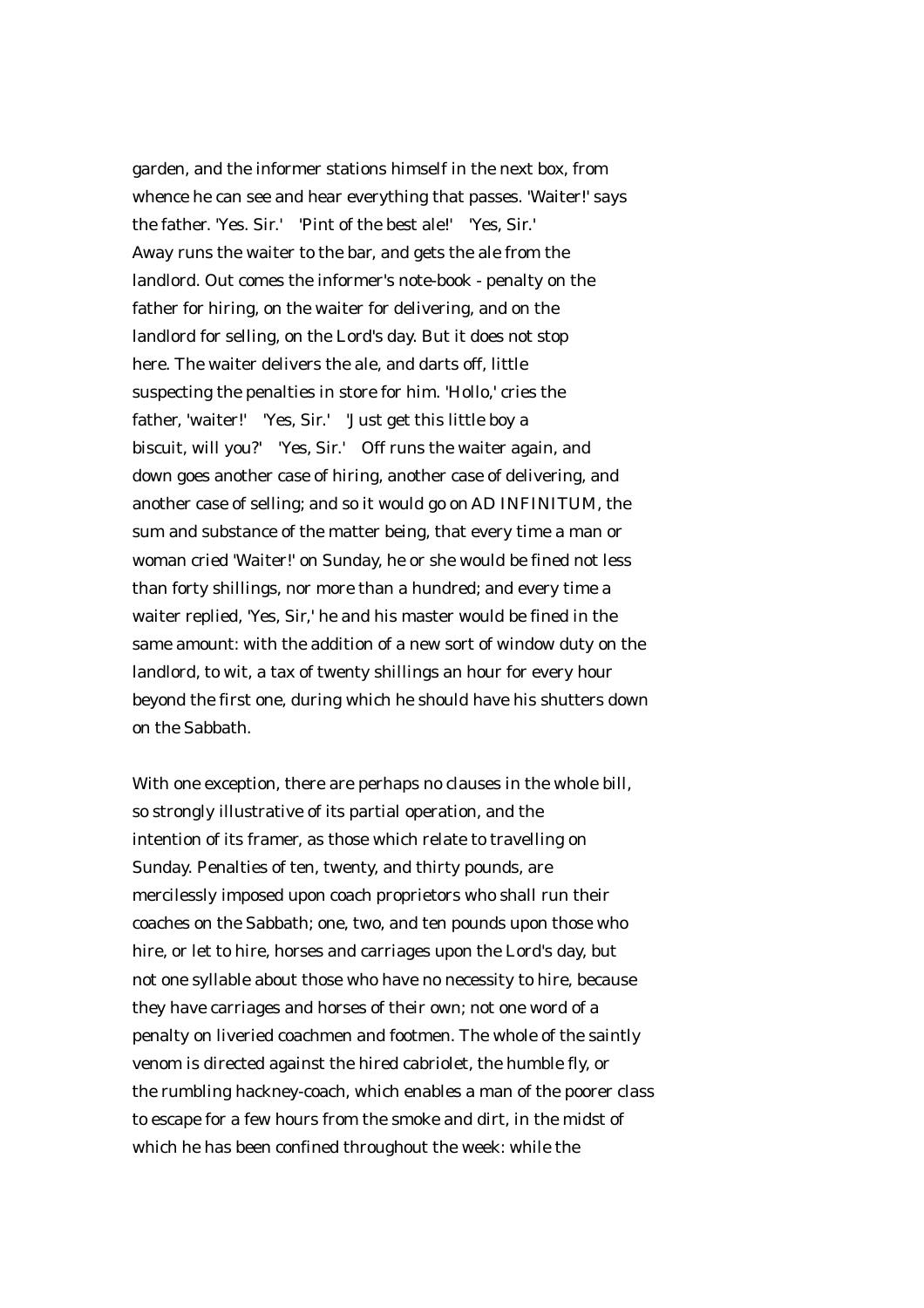garden, and the informer stations himself in the next box, from whence he can see and hear everything that passes. 'Waiter!' says the father. 'Yes. Sir.' 'Pint of the best ale!' 'Yes, Sir.' Away runs the waiter to the bar, and gets the ale from the landlord. Out comes the informer's note-book - penalty on the father for hiring, on the waiter for delivering, and on the landlord for selling, on the Lord's day. But it does not stop here. The waiter delivers the ale, and darts off, little suspecting the penalties in store for him. 'Hollo,' cries the father, 'waiter!' 'Yes, Sir.' 'Just get this little boy a biscuit, will you?' 'Yes, Sir.' Off runs the waiter again, and down goes another case of hiring, another case of delivering, and another case of selling; and so it would go on AD INFINITUM, the sum and substance of the matter being, that every time a man or woman cried 'Waiter!' on Sunday, he or she would be fined not less than forty shillings, nor more than a hundred; and every time a waiter replied, 'Yes, Sir,' he and his master would be fined in the same amount: with the addition of a new sort of window duty on the landlord, to wit, a tax of twenty shillings an hour for every hour beyond the first one, during which he should have his shutters down on the Sabbath.

With one exception, there are perhaps no clauses in the whole bill, so strongly illustrative of its partial operation, and the intention of its framer, as those which relate to travelling on Sunday. Penalties of ten, twenty, and thirty pounds, are mercilessly imposed upon coach proprietors who shall run their coaches on the Sabbath; one, two, and ten pounds upon those who hire, or let to hire, horses and carriages upon the Lord's day, but not one syllable about those who have no necessity to hire, because they have carriages and horses of their own; not one word of a penalty on liveried coachmen and footmen. The whole of the saintly venom is directed against the hired cabriolet, the humble fly, or the rumbling hackney-coach, which enables a man of the poorer class to escape for a few hours from the smoke and dirt, in the midst of which he has been confined throughout the week: while the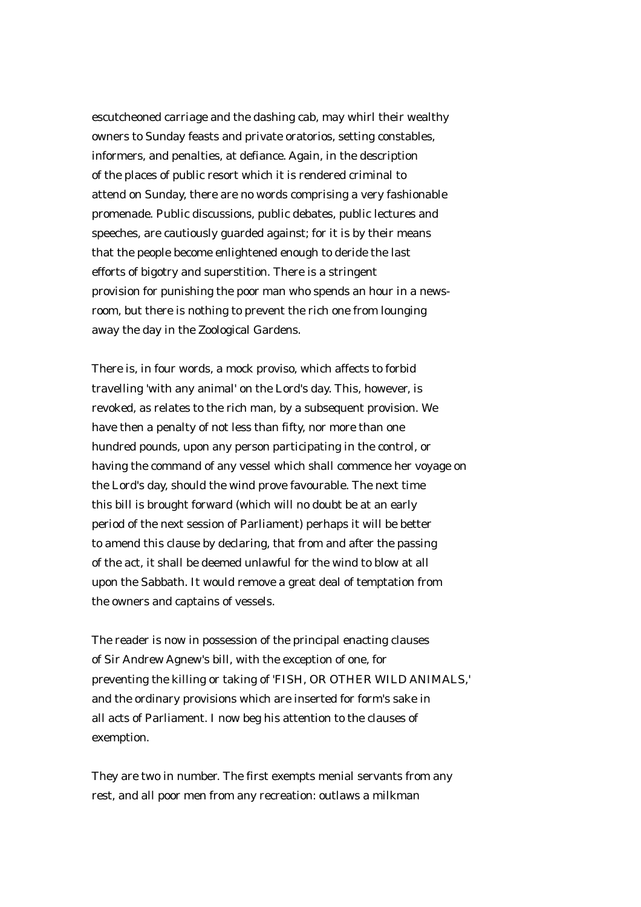escutcheoned carriage and the dashing cab, may whirl their wealthy owners to Sunday feasts and private oratorios, setting constables, informers, and penalties, at defiance. Again, in the description of the places of public resort which it is rendered criminal to attend on Sunday, there are no words comprising a very fashionable promenade. Public discussions, public debates, public lectures and speeches, are cautiously guarded against; for it is by their means that the people become enlightened enough to deride the last efforts of bigotry and superstition. There is a stringent provision for punishing the poor man who spends an hour in a news-room, but there is nothing to prevent the rich one from lounging away the day in the Zoological Gardens.

There is, in four words, a mock proviso, which affects to forbid travelling 'with any animal' on the Lord's day. This, however, is revoked, as relates to the rich man, by a subsequent provision. We have then a penalty of not less than fifty, nor more than one hundred pounds, upon any person participating in the control, or having the command of any vessel which shall commence her voyage on the Lord's day, should the wind prove favourable. The next time this bill is brought forward (which will no doubt be at an early period of the next session of Parliament) perhaps it will be better to amend this clause by declaring, that from and after the passing of the act, it shall be deemed unlawful for the wind to blow at all upon the Sabbath. It would remove a great deal of temptation from the owners and captains of vessels.

The reader is now in possession of the principal enacting clauses of Sir Andrew Agnew's bill, with the exception of one, for preventing the killing or taking of 'FISH, OR OTHER WILD ANIMALS,' and the ordinary provisions which are inserted for form's sake in all acts of Parliament. I now beg his attention to the clauses of exemption.

They are two in number. The first exempts menial servants from any rest, and all poor men from any recreation: outlaws a milkman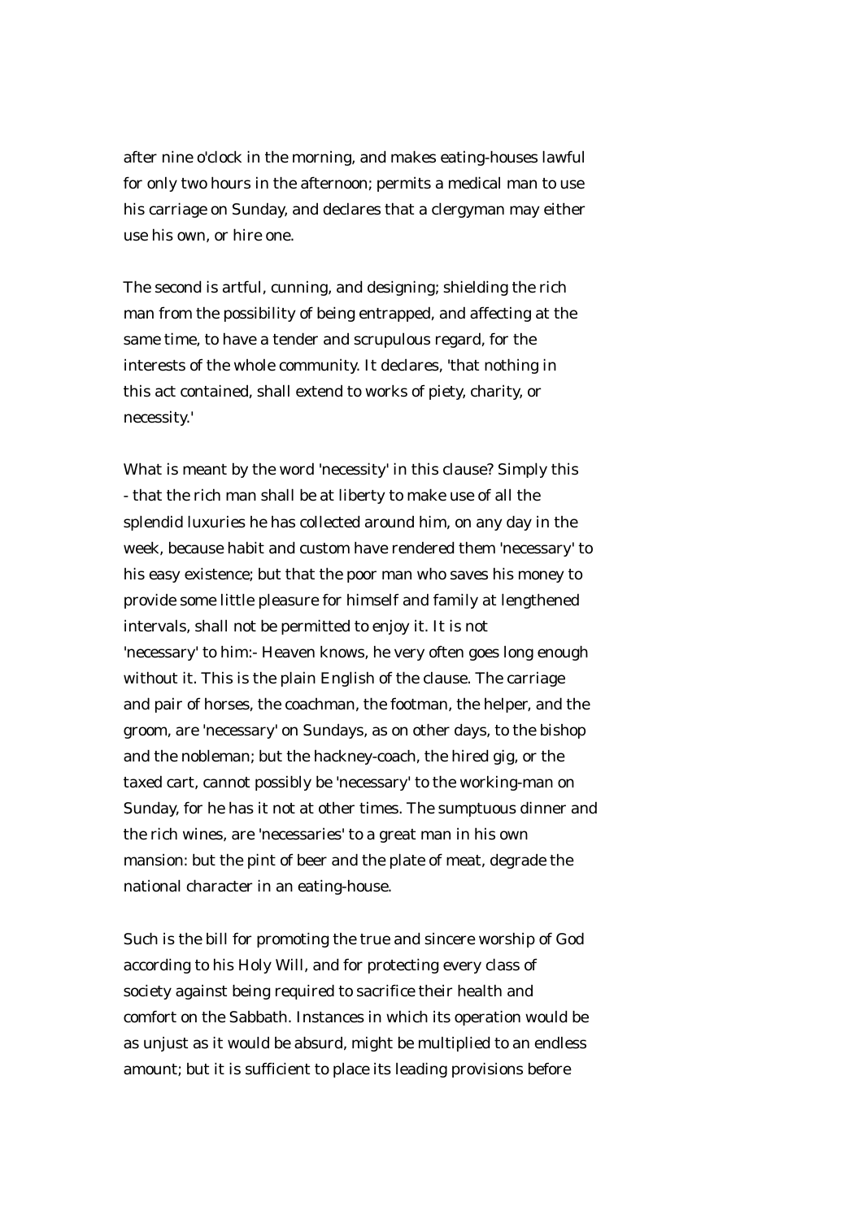after nine o'clock in the morning, and makes eating-houses lawful for only two hours in the afternoon; permits a medical man to use his carriage on Sunday, and declares that a clergyman may either use his own, or hire one.

The second is artful, cunning, and designing; shielding the rich man from the possibility of being entrapped, and affecting at the same time, to have a tender and scrupulous regard, for the interests of the whole community. It declares, 'that nothing in this act contained, shall extend to works of piety, charity, or necessity.'

What is meant by the word 'necessity' in this clause? Simply this - that the rich man shall be at liberty to make use of all the splendid luxuries he has collected around him, on any day in the week, because habit and custom have rendered them 'necessary' to his easy existence; but that the poor man who saves his money to provide some little pleasure for himself and family at lengthened intervals, shall not be permitted to enjoy it. It is not 'necessary' to him:- Heaven knows, he very often goes long enough without it. This is the plain English of the clause. The carriage and pair of horses, the coachman, the footman, the helper, and the groom, are 'necessary' on Sundays, as on other days, to the bishop and the nobleman; but the hackney-coach, the hired gig, or the taxed cart, cannot possibly be 'necessary' to the working-man on Sunday, for he has it not at other times. The sumptuous dinner and the rich wines, are 'necessaries' to a great man in his own mansion: but the pint of beer and the plate of meat, degrade the national character in an eating-house.

Such is the bill for promoting the true and sincere worship of God according to his Holy Will, and for protecting every class of society against being required to sacrifice their health and comfort on the Sabbath. Instances in which its operation would be as unjust as it would be absurd, might be multiplied to an endless amount; but it is sufficient to place its leading provisions before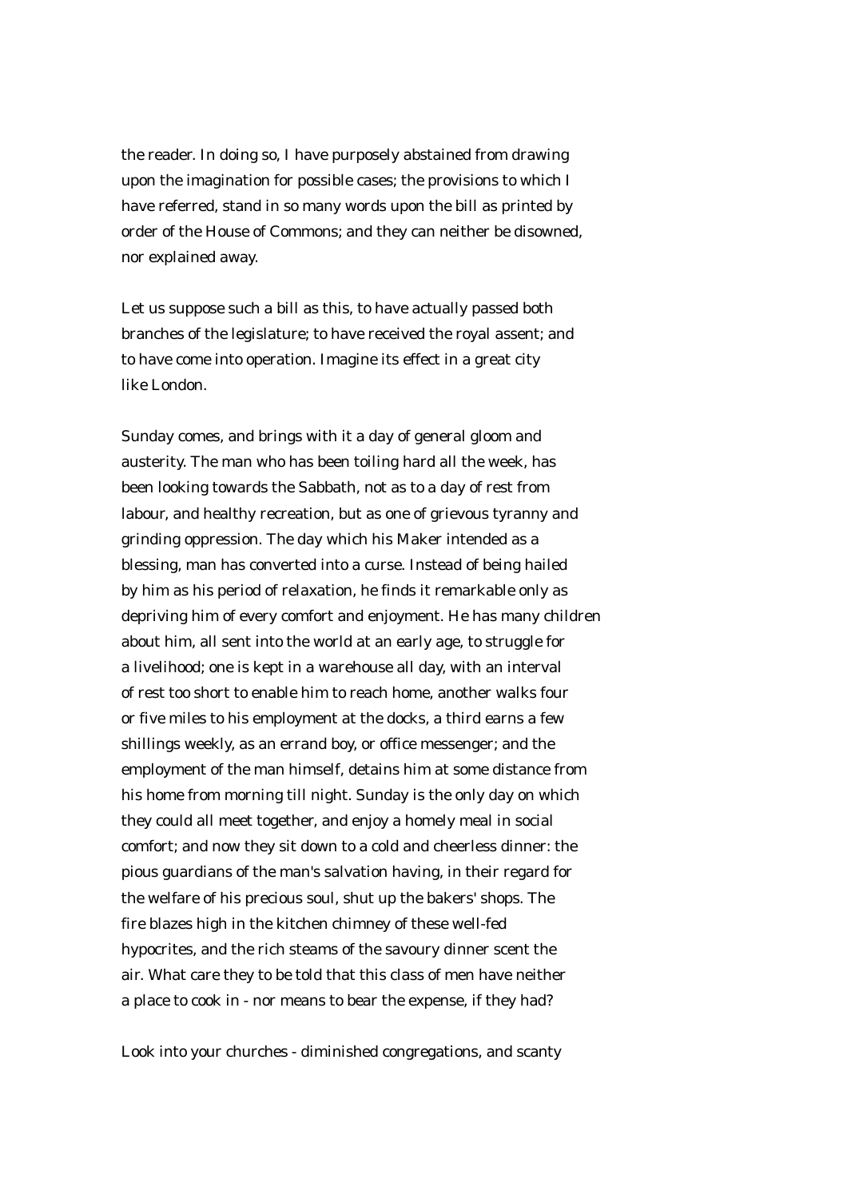the reader. In doing so, I have purposely abstained from drawing upon the imagination for possible cases; the provisions to which I have referred, stand in so many words upon the bill as printed by order of the House of Commons; and they can neither be disowned, nor explained away.

Let us suppose such a bill as this, to have actually passed both branches of the legislature; to have received the royal assent; and to have come into operation. Imagine its effect in a great city like London.

Sunday comes, and brings with it a day of general gloom and austerity. The man who has been toiling hard all the week, has been looking towards the Sabbath, not as to a day of rest from labour, and healthy recreation, but as one of grievous tyranny and grinding oppression. The day which his Maker intended as a blessing, man has converted into a curse. Instead of being hailed by him as his period of relaxation, he finds it remarkable only as depriving him of every comfort and enjoyment. He has many children about him, all sent into the world at an early age, to struggle for a livelihood; one is kept in a warehouse all day, with an interval of rest too short to enable him to reach home, another walks four or five miles to his employment at the docks, a third earns a few shillings weekly, as an errand boy, or office messenger; and the employment of the man himself, detains him at some distance from his home from morning till night. Sunday is the only day on which they could all meet together, and enjoy a homely meal in social comfort; and now they sit down to a cold and cheerless dinner: the pious guardians of the man's salvation having, in their regard for the welfare of his precious soul, shut up the bakers' shops. The fire blazes high in the kitchen chimney of these well-fed hypocrites, and the rich steams of the savoury dinner scent the air. What care they to be told that this class of men have neither a place to cook in - nor means to bear the expense, if they had?

Look into your churches - diminished congregations, and scanty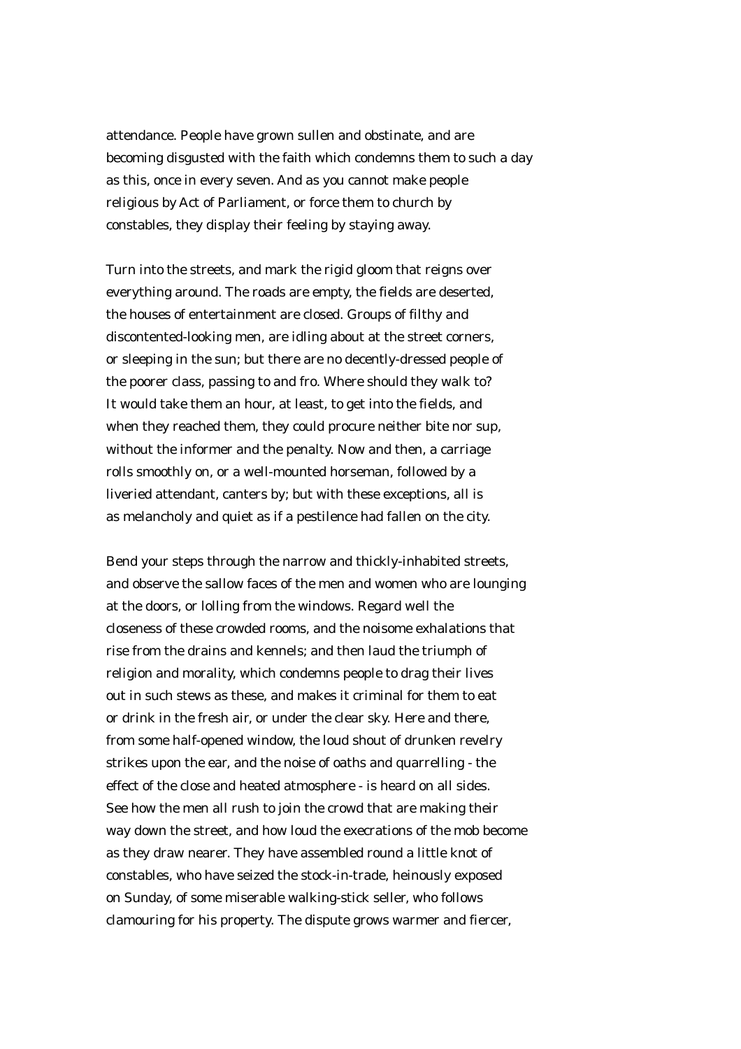attendance. People have grown sullen and obstinate, and are becoming disgusted with the faith which condemns them to such a day as this, once in every seven. And as you cannot make people religious by Act of Parliament, or force them to church by constables, they display their feeling by staying away.

Turn into the streets, and mark the rigid gloom that reigns over everything around. The roads are empty, the fields are deserted, the houses of entertainment are closed. Groups of filthy and discontented-looking men, are idling about at the street corners, or sleeping in the sun; but there are no decently-dressed people of the poorer class, passing to and fro. Where should they walk to? It would take them an hour, at least, to get into the fields, and when they reached them, they could procure neither bite nor sup, without the informer and the penalty. Now and then, a carriage rolls smoothly on, or a well-mounted horseman, followed by a liveried attendant, canters by; but with these exceptions, all is as melancholy and quiet as if a pestilence had fallen on the city.

Bend your steps through the narrow and thickly-inhabited streets, and observe the sallow faces of the men and women who are lounging at the doors, or lolling from the windows. Regard well the closeness of these crowded rooms, and the noisome exhalations that rise from the drains and kennels; and then laud the triumph of religion and morality, which condemns people to drag their lives out in such stews as these, and makes it criminal for them to eat or drink in the fresh air, or under the clear sky. Here and there, from some half-opened window, the loud shout of drunken revelry strikes upon the ear, and the noise of oaths and quarrelling - the effect of the close and heated atmosphere - is heard on all sides. See how the men all rush to join the crowd that are making their way down the street, and how loud the execrations of the mob become as they draw nearer. They have assembled round a little knot of constables, who have seized the stock-in-trade, heinously exposed on Sunday, of some miserable walking-stick seller, who follows clamouring for his property. The dispute grows warmer and fiercer,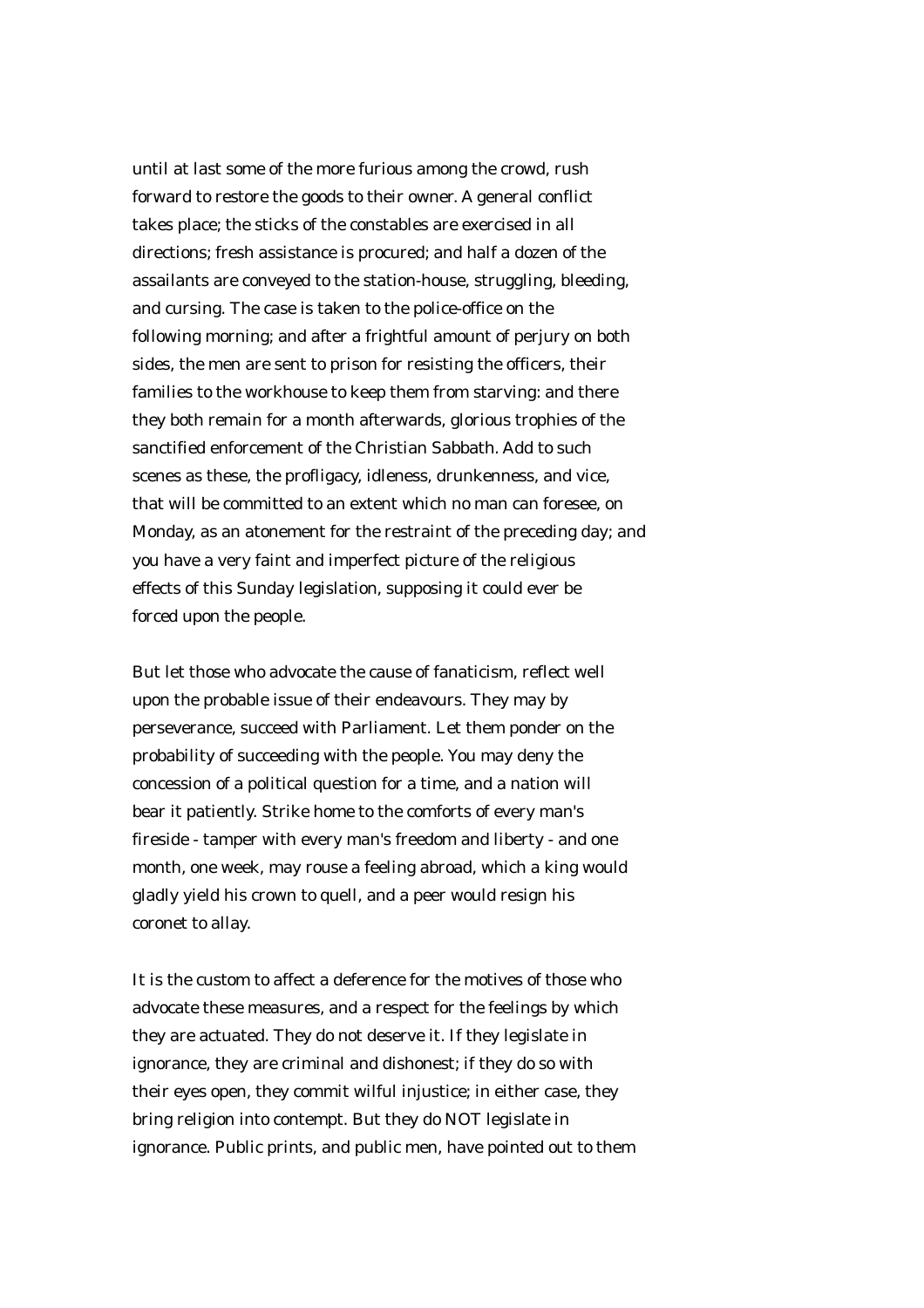until at last some of the more furious among the crowd, rush forward to restore the goods to their owner. A general conflict takes place; the sticks of the constables are exercised in all directions; fresh assistance is procured; and half a dozen of the assailants are conveyed to the station-house, struggling, bleeding, and cursing. The case is taken to the police-office on the following morning; and after a frightful amount of perjury on both sides, the men are sent to prison for resisting the officers, their families to the workhouse to keep them from starving: and there they both remain for a month afterwards, glorious trophies of the sanctified enforcement of the Christian Sabbath. Add to such scenes as these, the profligacy, idleness, drunkenness, and vice, that will be committed to an extent which no man can foresee, on Monday, as an atonement for the restraint of the preceding day; and you have a very faint and imperfect picture of the religious effects of this Sunday legislation, supposing it could ever be forced upon the people.

But let those who advocate the cause of fanaticism, reflect well upon the probable issue of their endeavours. They may by perseverance, succeed with Parliament. Let them ponder on the probability of succeeding with the people. You may deny the concession of a political question for a time, and a nation will bear it patiently. Strike home to the comforts of every man's fireside - tamper with every man's freedom and liberty - and one month, one week, may rouse a feeling abroad, which a king would gladly yield his crown to quell, and a peer would resign his coronet to allay.

It is the custom to affect a deference for the motives of those who advocate these measures, and a respect for the feelings by which they are actuated. They do not deserve it. If they legislate in ignorance, they are criminal and dishonest; if they do so with their eyes open, they commit wilful injustice; in either case, they bring religion into contempt. But they do NOT legislate in ignorance. Public prints, and public men, have pointed out to them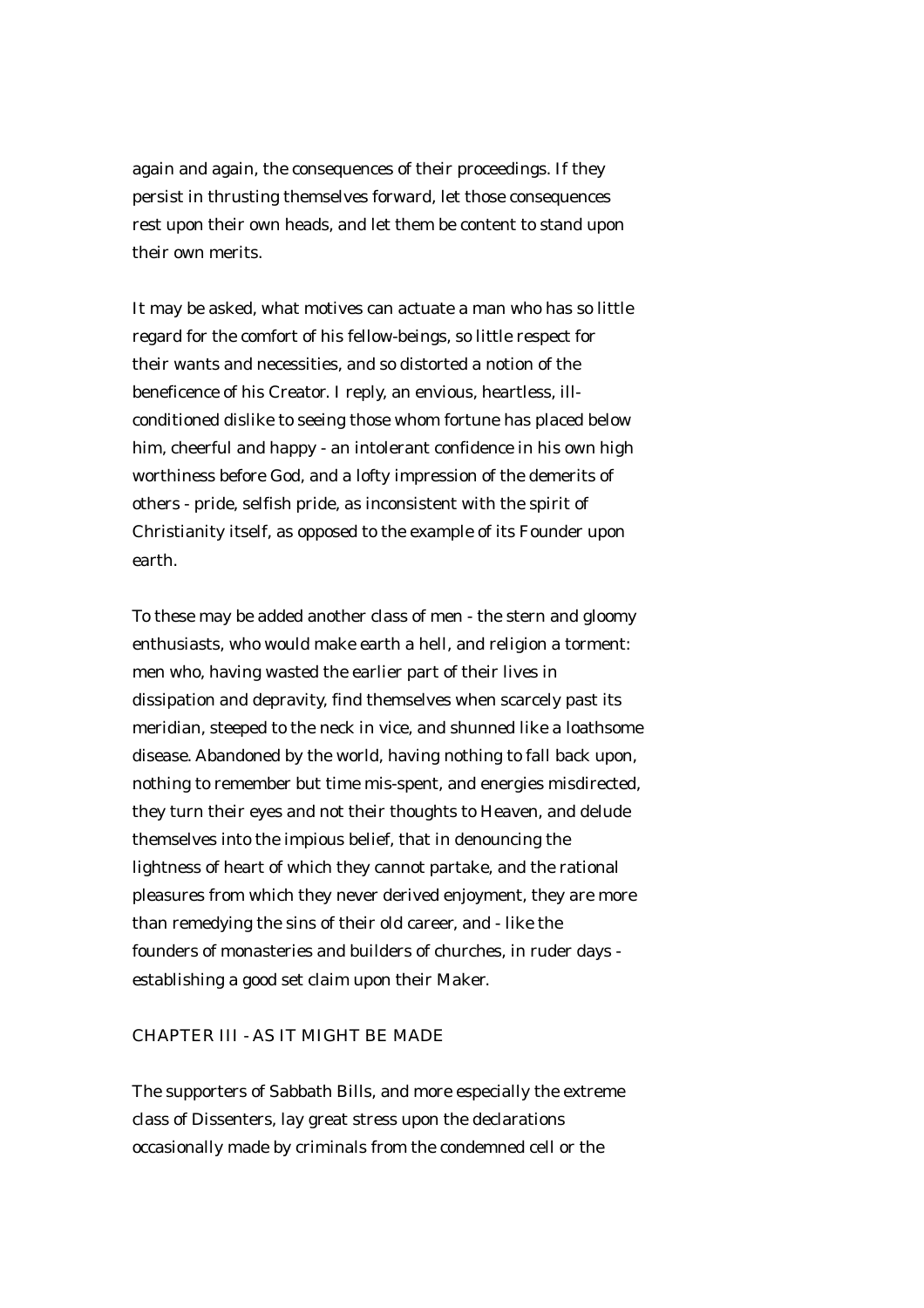again and again, the consequences of their proceedings. If they persist in thrusting themselves forward, let those consequences rest upon their own heads, and let them be content to stand upon their own merits.

It may be asked, what motives can actuate a man who has so little regard for the comfort of his fellow-beings, so little respect for their wants and necessities, and so distorted a notion of the beneficence of his Creator. I reply, an envious, heartless, ill-conditioned dislike to seeing those whom fortune has placed below him, cheerful and happy - an intolerant confidence in his own high worthiness before God, and a lofty impression of the demerits of others - pride, selfish pride, as inconsistent with the spirit of Christianity itself, as opposed to the example of its Founder upon earth.

To these may be added another class of men - the stern and gloomy enthusiasts, who would make earth a hell, and religion a torment: men who, having wasted the earlier part of their lives in dissipation and depravity, find themselves when scarcely past its meridian, steeped to the neck in vice, and shunned like a loathsome disease. Abandoned by the world, having nothing to fall back upon, nothing to remember but time mis-spent, and energies misdirected, they turn their eyes and not their thoughts to Heaven, and delude themselves into the impious belief, that in denouncing the lightness of heart of which they cannot partake, and the rational pleasures from which they never derived enjoyment, they are more than remedying the sins of their old career, and - like the founders of monasteries and builders of churches, in ruder days - establishing a good set claim upon their Maker.

## CHAPTER III - AS IT MIGHT BE MADE

The supporters of Sabbath Bills, and more especially the extreme class of Dissenters, lay great stress upon the declarations occasionally made by criminals from the condemned cell or the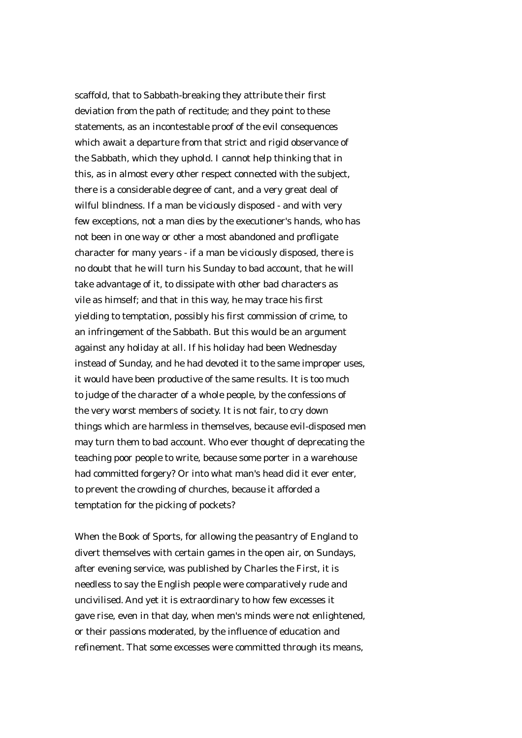scaffold, that to Sabbath-breaking they attribute their first deviation from the path of rectitude; and they point to these statements, as an incontestable proof of the evil consequences which await a departure from that strict and rigid observance of the Sabbath, which they uphold. I cannot help thinking that in this, as in almost every other respect connected with the subject, there is a considerable degree of cant, and a very great deal of wilful blindness. If a man be viciously disposed - and with very few exceptions, not a man dies by the executioner's hands, who has not been in one way or other a most abandoned and profligate character for many years - if a man be viciously disposed, there is no doubt that he will turn his Sunday to bad account, that he will take advantage of it, to dissipate with other bad characters as vile as himself; and that in this way, he may trace his first yielding to temptation, possibly his first commission of crime, to an infringement of the Sabbath. But this would be an argument against any holiday at all. If his holiday had been Wednesday instead of Sunday, and he had devoted it to the same improper uses, it would have been productive of the same results. It is too much to judge of the character of a whole people, by the confessions of the very worst members of society. It is not fair, to cry down things which are harmless in themselves, because evil-disposed men may turn them to bad account. Who ever thought of deprecating the teaching poor people to write, because some porter in a warehouse had committed forgery? Or into what man's head did it ever enter, to prevent the crowding of churches, because it afforded a temptation for the picking of pockets?

When the Book of Sports, for allowing the peasantry of England to divert themselves with certain games in the open air, on Sundays, after evening service, was published by Charles the First, it is needless to say the English people were comparatively rude and uncivilised. And yet it is extraordinary to how few excesses it gave rise, even in that day, when men's minds were not enlightened, or their passions moderated, by the influence of education and refinement. That some excesses were committed through its means,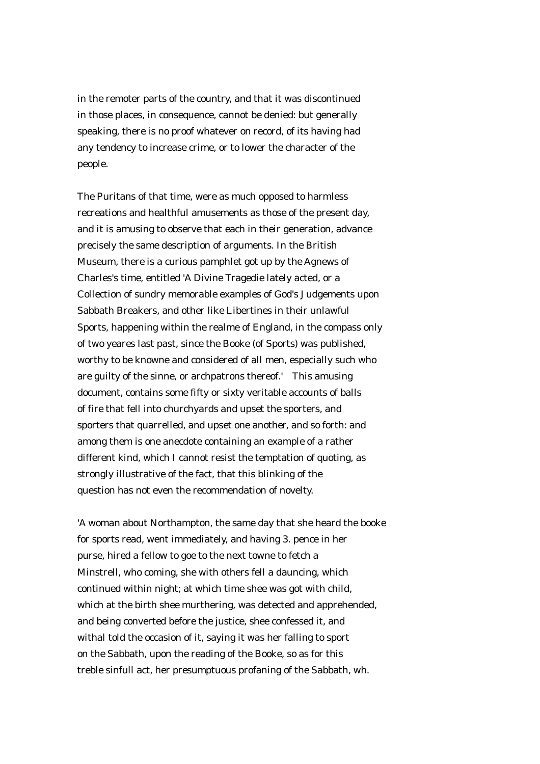in the remoter parts of the country, and that it was discontinued in those places, in consequence, cannot be denied: but generally speaking, there is no proof whatever on record, of its having had any tendency to increase crime, or to lower the character of the people.

The Puritans of that time, were as much opposed to harmless recreations and healthful amusements as those of the present day, and it is amusing to observe that each in their generation, advance precisely the same description of arguments. In the British Museum, there is a curious pamphlet got up by the Agnews of Charles's time, entitled 'A Divine Tragedie lately acted, or a Collection of sundry memorable examples of God's Judgements upon Sabbath Breakers, and other like Libertines in their unlawful Sports, happening within the realme of England, in the compass only of two yeares last past, since the Booke (of Sports) was published, worthy to be knowne and considered of all men, especially such who are guilty of the sinne, or archpatrons thereof.' This amusing document, contains some fifty or sixty veritable accounts of balls of fire that fell into churchyards and upset the sporters, and sporters that quarrelled, and upset one another, and so forth: and among them is one anecdote containing an example of a rather different kind, which I cannot resist the temptation of quoting, as strongly illustrative of the fact, that this blinking of the question has not even the recommendation of novelty.

'A woman about Northampton, the same day that she heard the booke for sports read, went immediately, and having 3. pence in her purse, hired a fellow to goe to the next towne to fetch a Minstrell, who coming, she with others fell a dauncing, which continued within night; at which time shee was got with child, which at the birth shee murthering, was detected and apprehended, and being converted before the justice, shee confessed it, and withal told the occasion of it, saying it was her falling to sport on the Sabbath, upon the reading of the Booke, so as for this treble sinfull act, her presumptuous profaning of the Sabbath, wh.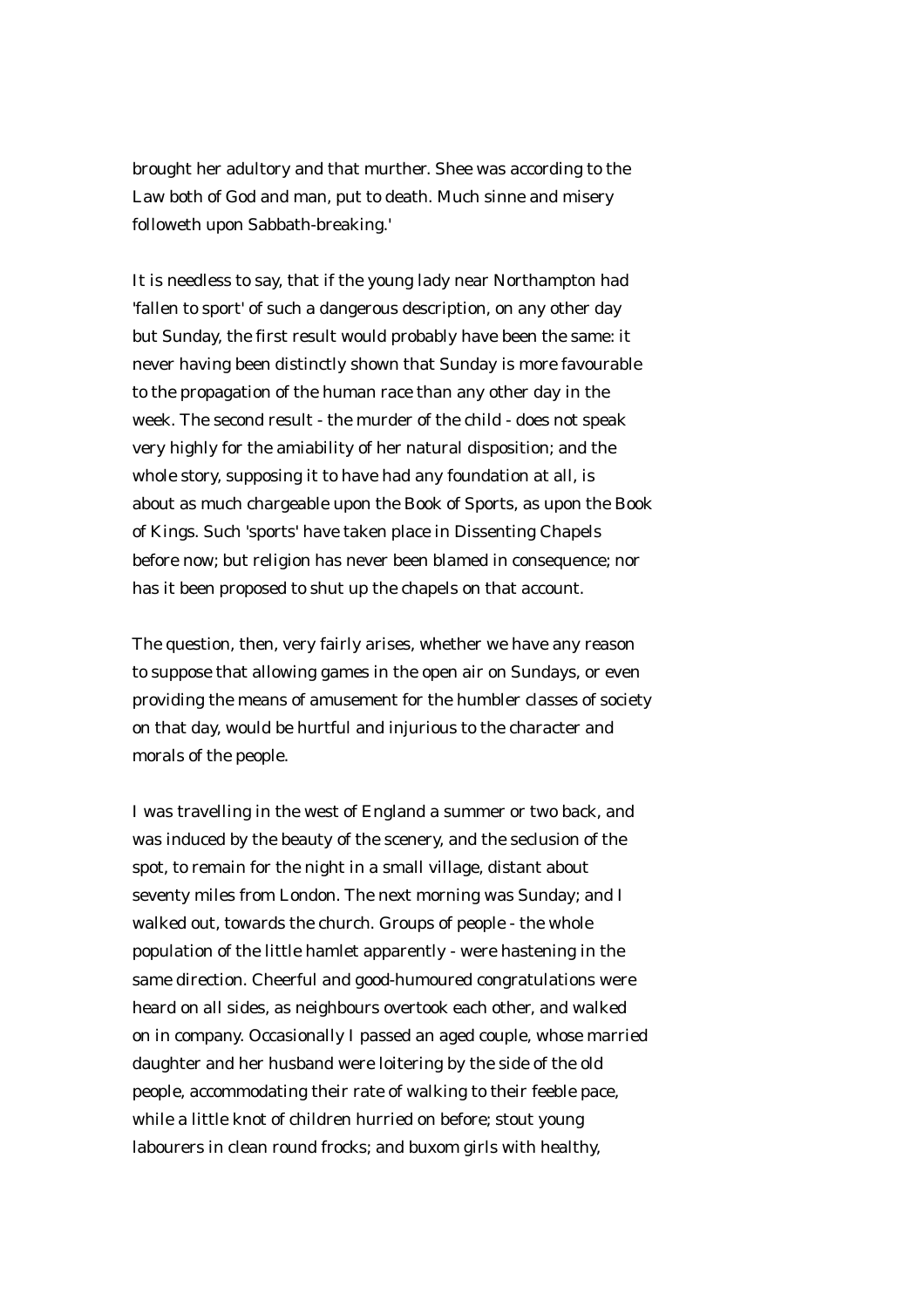brought her adultory and that murther. Shee was according to the Law both of God and man, put to death. Much sinne and misery followeth upon Sabbath-breaking.'

It is needless to say, that if the young lady near Northampton had 'fallen to sport' of such a dangerous description, on any other day but Sunday, the first result would probably have been the same: it never having been distinctly shown that Sunday is more favourable to the propagation of the human race than any other day in the week. The second result - the murder of the child - does not speak very highly for the amiability of her natural disposition; and the whole story, supposing it to have had any foundation at all, is about as much chargeable upon the Book of Sports, as upon the Book of Kings. Such 'sports' have taken place in Dissenting Chapels before now; but religion has never been blamed in consequence; nor has it been proposed to shut up the chapels on that account.

The question, then, very fairly arises, whether we have any reason to suppose that allowing games in the open air on Sundays, or even providing the means of amusement for the humbler classes of society on that day, would be hurtful and injurious to the character and morals of the people.

I was travelling in the west of England a summer or two back, and was induced by the beauty of the scenery, and the seclusion of the spot, to remain for the night in a small village, distant about seventy miles from London. The next morning was Sunday; and I walked out, towards the church. Groups of people - the whole population of the little hamlet apparently - were hastening in the same direction. Cheerful and good-humoured congratulations were heard on all sides, as neighbours overtook each other, and walked on in company. Occasionally I passed an aged couple, whose married daughter and her husband were loitering by the side of the old people, accommodating their rate of walking to their feeble pace, while a little knot of children hurried on before; stout young labourers in clean round frocks; and buxom girls with healthy,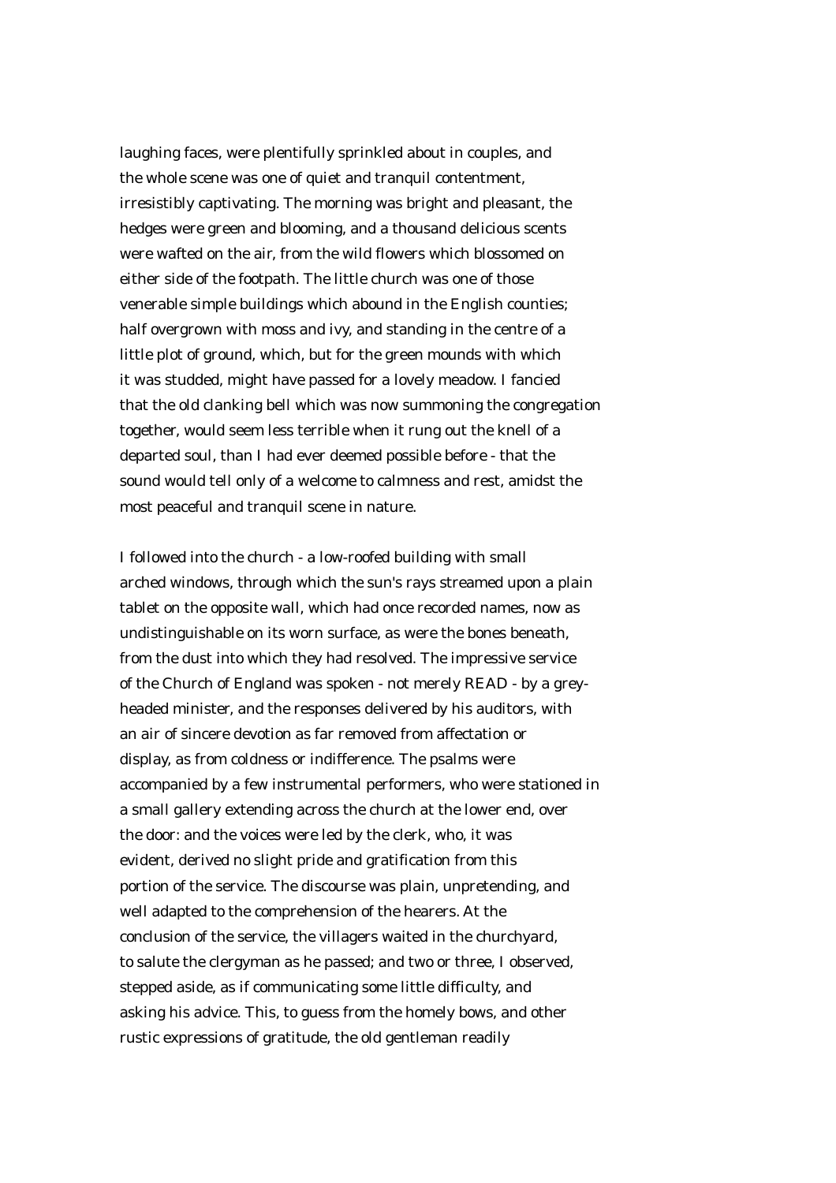laughing faces, were plentifully sprinkled about in couples, and the whole scene was one of quiet and tranquil contentment, irresistibly captivating. The morning was bright and pleasant, the hedges were green and blooming, and a thousand delicious scents were wafted on the air, from the wild flowers which blossomed on either side of the footpath. The little church was one of those venerable simple buildings which abound in the English counties; half overgrown with moss and ivy, and standing in the centre of a little plot of ground, which, but for the green mounds with which it was studded, might have passed for a lovely meadow. I fancied that the old clanking bell which was now summoning the congregation together, would seem less terrible when it rung out the knell of a departed soul, than I had ever deemed possible before - that the sound would tell only of a welcome to calmness and rest, amidst the most peaceful and tranquil scene in nature.

I followed into the church - a low-roofed building with small arched windows, through which the sun's rays streamed upon a plain tablet on the opposite wall, which had once recorded names, now as undistinguishable on its worn surface, as were the bones beneath, from the dust into which they had resolved. The impressive service of the Church of England was spoken - not merely READ - by a grey-headed minister, and the responses delivered by his auditors, with an air of sincere devotion as far removed from affectation or display, as from coldness or indifference. The psalms were accompanied by a few instrumental performers, who were stationed in a small gallery extending across the church at the lower end, over the door: and the voices were led by the clerk, who, it was evident, derived no slight pride and gratification from this portion of the service. The discourse was plain, unpretending, and well adapted to the comprehension of the hearers. At the conclusion of the service, the villagers waited in the churchyard, to salute the clergyman as he passed; and two or three, I observed, stepped aside, as if communicating some little difficulty, and asking his advice. This, to guess from the homely bows, and other rustic expressions of gratitude, the old gentleman readily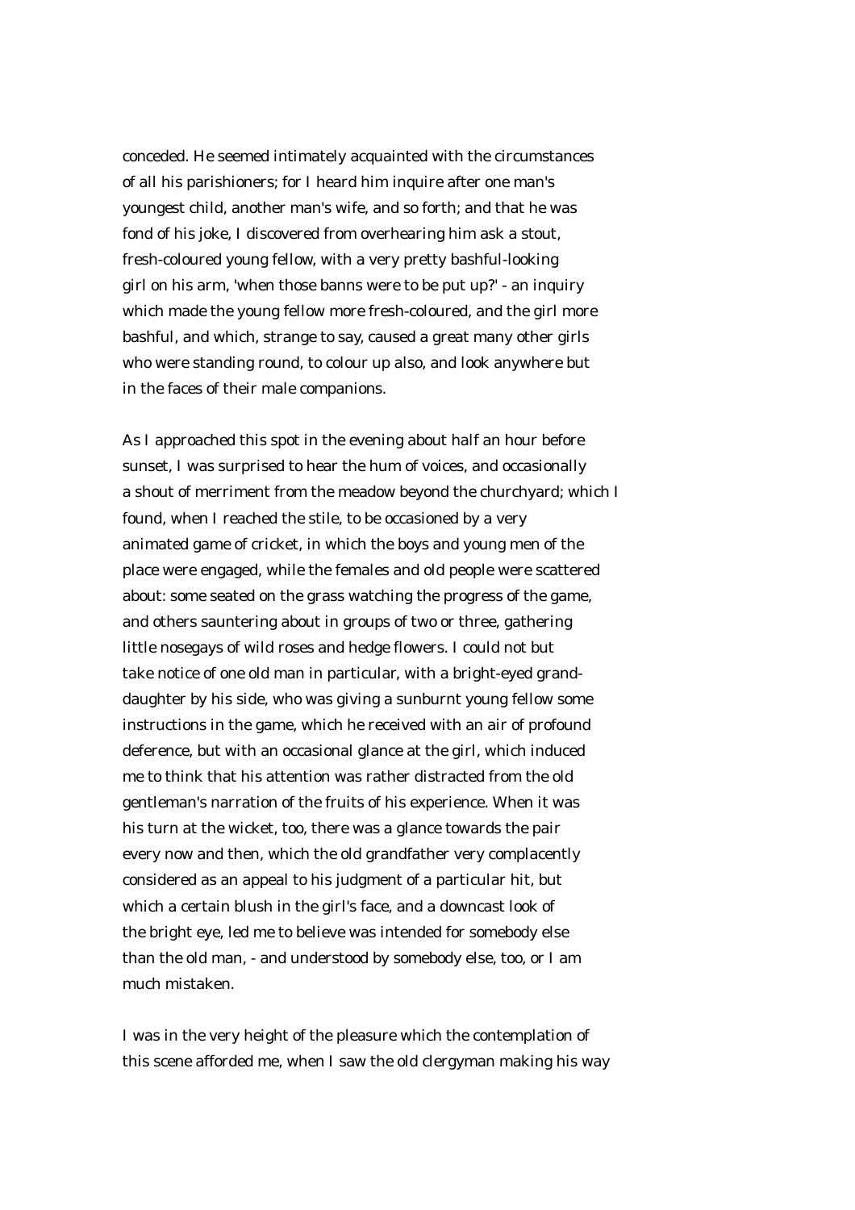conceded. He seemed intimately acquainted with the circumstances of all his parishioners; for I heard him inquire after one man's youngest child, another man's wife, and so forth; and that he was fond of his joke, I discovered from overhearing him ask a stout, fresh-coloured young fellow, with a very pretty bashful-looking girl on his arm, 'when those banns were to be put up?' - an inquiry which made the young fellow more fresh-coloured, and the girl more bashful, and which, strange to say, caused a great many other girls who were standing round, to colour up also, and look anywhere but in the faces of their male companions.

As I approached this spot in the evening about half an hour before sunset, I was surprised to hear the hum of voices, and occasionally a shout of merriment from the meadow beyond the churchyard; which I found, when I reached the stile, to be occasioned by a very animated game of cricket, in which the boys and young men of the place were engaged, while the females and old people were scattered about: some seated on the grass watching the progress of the game, and others sauntering about in groups of two or three, gathering little nosegays of wild roses and hedge flowers. I could not but take notice of one old man in particular, with a bright-eyed grand-daughter by his side, who was giving a sunburnt young fellow some instructions in the game, which he received with an air of profound deference, but with an occasional glance at the girl, which induced me to think that his attention was rather distracted from the old gentleman's narration of the fruits of his experience. When it was his turn at the wicket, too, there was a glance towards the pair every now and then, which the old grandfather very complacently considered as an appeal to his judgment of a particular hit, but which a certain blush in the girl's face, and a downcast look of the bright eye, led me to believe was intended for somebody else than the old man, - and understood by somebody else, too, or I am much mistaken.

I was in the very height of the pleasure which the contemplation of this scene afforded me, when I saw the old clergyman making his way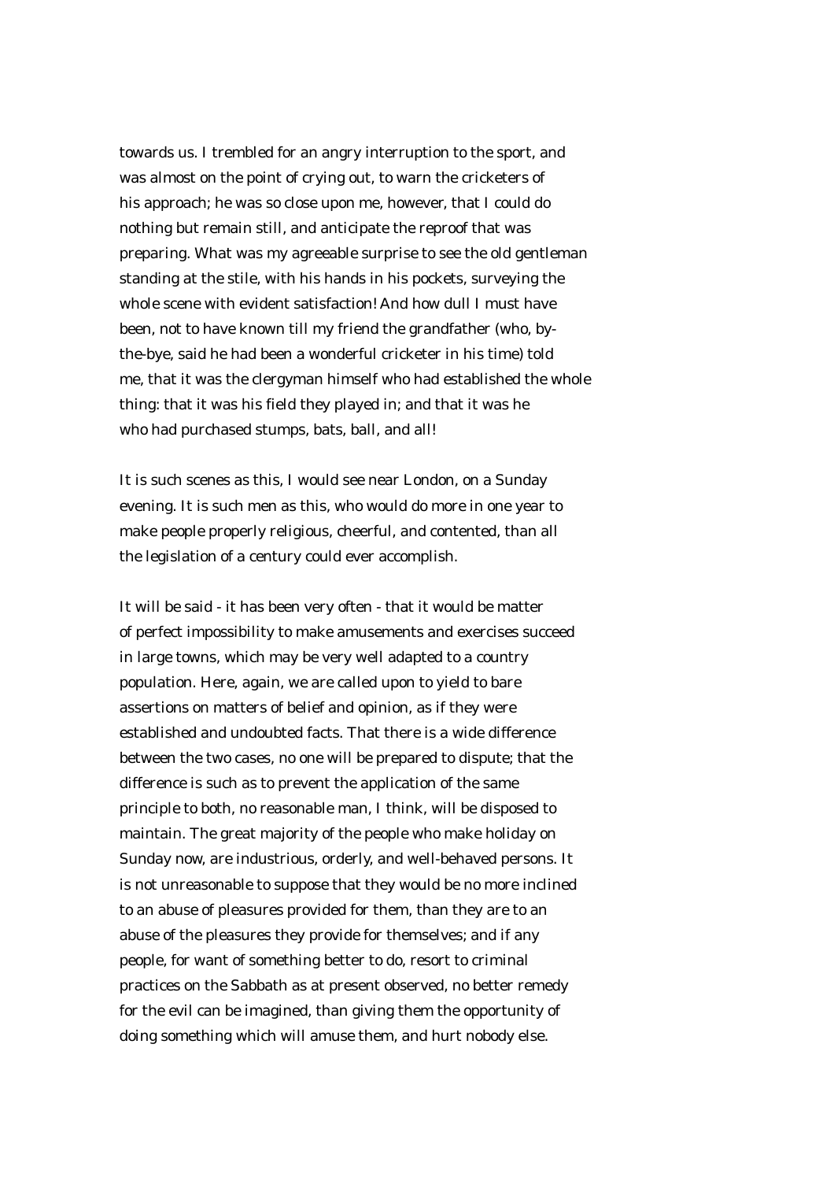towards us. I trembled for an angry interruption to the sport, and was almost on the point of crying out, to warn the cricketers of his approach; he was so close upon me, however, that I could do nothing but remain still, and anticipate the reproof that was preparing. What was my agreeable surprise to see the old gentleman standing at the stile, with his hands in his pockets, surveying the whole scene with evident satisfaction! And how dull I must have been, not to have known till my friend the grandfather (who, by-the-bye, said he had been a wonderful cricketer in his time) told me, that it was the clergyman himself who had established the whole thing: that it was his field they played in; and that it was he who had purchased stumps, bats, ball, and all!

It is such scenes as this, I would see near London, on a Sunday evening. It is such men as this, who would do more in one year to make people properly religious, cheerful, and contented, than all the legislation of a century could ever accomplish.

It will be said - it has been very often - that it would be matter of perfect impossibility to make amusements and exercises succeed in large towns, which may be very well adapted to a country population. Here, again, we are called upon to yield to bare assertions on matters of belief and opinion, as if they were established and undoubted facts. That there is a wide difference between the two cases, no one will be prepared to dispute; that the difference is such as to prevent the application of the same principle to both, no reasonable man, I think, will be disposed to maintain. The great majority of the people who make holiday on Sunday now, are industrious, orderly, and well-behaved persons. It is not unreasonable to suppose that they would be no more inclined to an abuse of pleasures provided for them, than they are to an abuse of the pleasures they provide for themselves; and if any people, for want of something better to do, resort to criminal practices on the Sabbath as at present observed, no better remedy for the evil can be imagined, than giving them the opportunity of doing something which will amuse them, and hurt nobody else.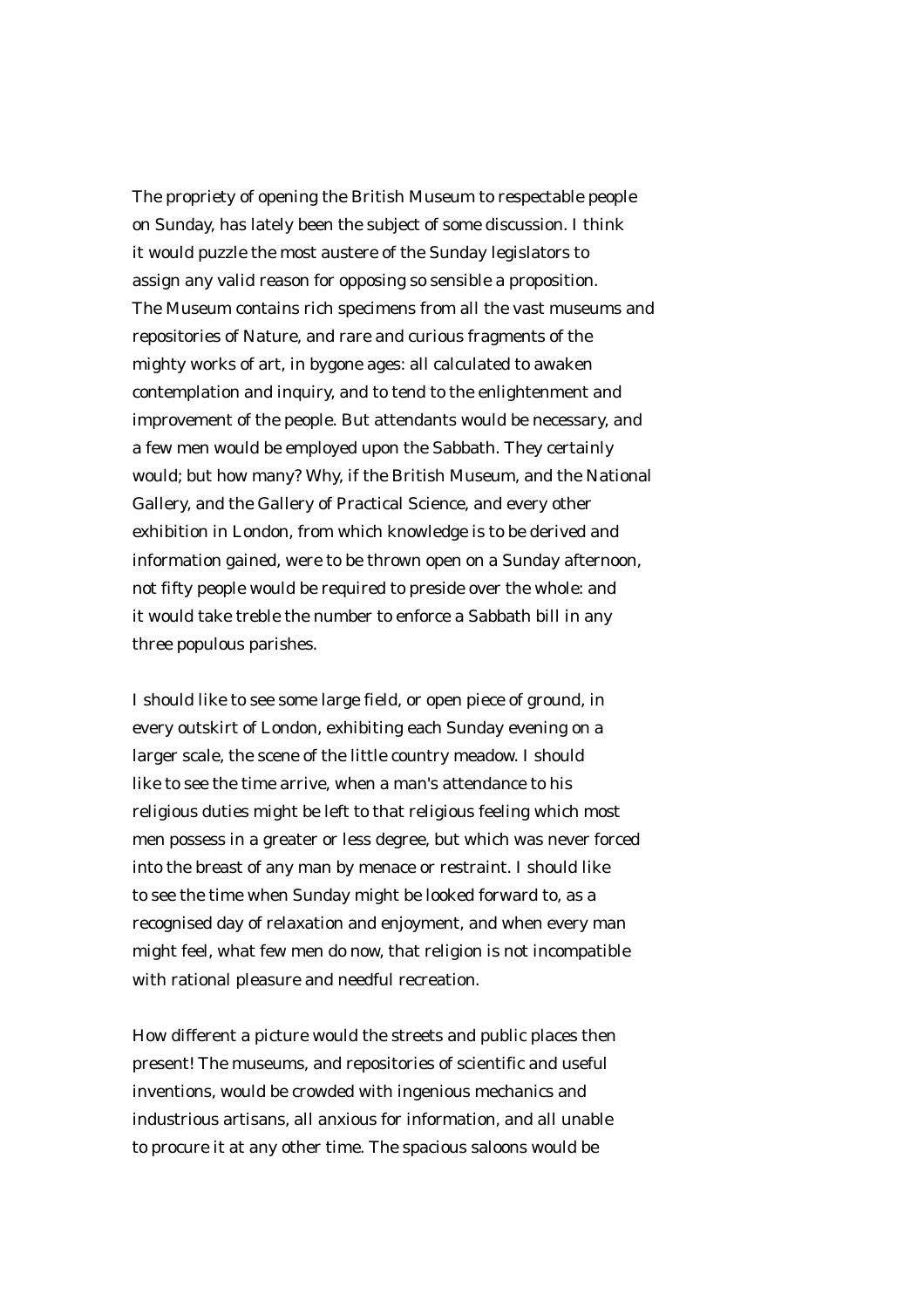The propriety of opening the British Museum to respectable people on Sunday, has lately been the subject of some discussion. I think it would puzzle the most austere of the Sunday legislators to assign any valid reason for opposing so sensible a proposition. The Museum contains rich specimens from all the vast museums and repositories of Nature, and rare and curious fragments of the mighty works of art, in bygone ages: all calculated to awaken contemplation and inquiry, and to tend to the enlightenment and improvement of the people. But attendants would be necessary, and a few men would be employed upon the Sabbath. They certainly would; but how many? Why, if the British Museum, and the National Gallery, and the Gallery of Practical Science, and every other exhibition in London, from which knowledge is to be derived and information gained, were to be thrown open on a Sunday afternoon, not fifty people would be required to preside over the whole: and it would take treble the number to enforce a Sabbath bill in any three populous parishes.

I should like to see some large field, or open piece of ground, in every outskirt of London, exhibiting each Sunday evening on a larger scale, the scene of the little country meadow. I should like to see the time arrive, when a man's attendance to his religious duties might be left to that religious feeling which most men possess in a greater or less degree, but which was never forced into the breast of any man by menace or restraint. I should like to see the time when Sunday might be looked forward to, as a recognised day of relaxation and enjoyment, and when every man might feel, what few men do now, that religion is not incompatible with rational pleasure and needful recreation.

How different a picture would the streets and public places then present! The museums, and repositories of scientific and useful inventions, would be crowded with ingenious mechanics and industrious artisans, all anxious for information, and all unable to procure it at any other time. The spacious saloons would be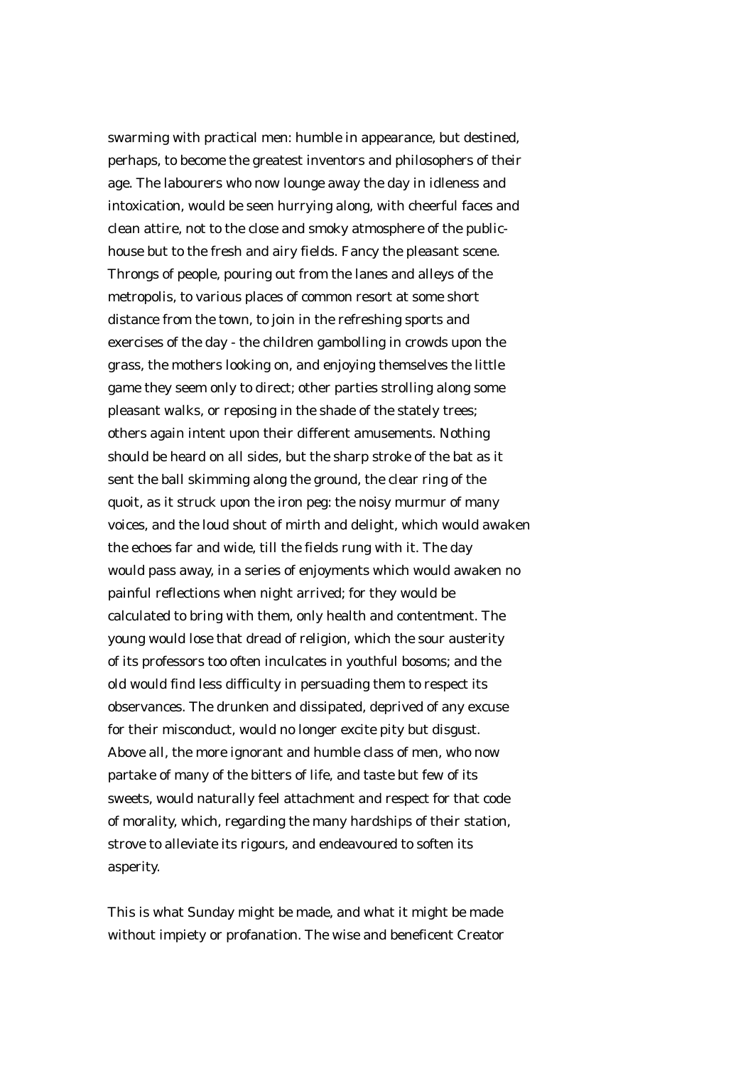swarming with practical men: humble in appearance, but destined, perhaps, to become the greatest inventors and philosophers of their age. The labourers who now lounge away the day in idleness and intoxication, would be seen hurrying along, with cheerful faces and clean attire, not to the close and smoky atmosphere of the public-house but to the fresh and airy fields. Fancy the pleasant scene. Throngs of people, pouring out from the lanes and alleys of the metropolis, to various places of common resort at some short distance from the town, to join in the refreshing sports and exercises of the day - the children gambolling in crowds upon the grass, the mothers looking on, and enjoying themselves the little game they seem only to direct; other parties strolling along some pleasant walks, or reposing in the shade of the stately trees; others again intent upon their different amusements. Nothing should be heard on all sides, but the sharp stroke of the bat as it sent the ball skimming along the ground, the clear ring of the quoit, as it struck upon the iron peg: the noisy murmur of many voices, and the loud shout of mirth and delight, which would awaken the echoes far and wide, till the fields rung with it. The day would pass away, in a series of enjoyments which would awaken no painful reflections when night arrived; for they would be calculated to bring with them, only health and contentment. The young would lose that dread of religion, which the sour austerity of its professors too often inculcates in youthful bosoms; and the old would find less difficulty in persuading them to respect its observances. The drunken and dissipated, deprived of any excuse for their misconduct, would no longer excite pity but disgust. Above all, the more ignorant and humble class of men, who now partake of many of the bitters of life, and taste but few of its sweets, would naturally feel attachment and respect for that code of morality, which, regarding the many hardships of their station, strove to alleviate its rigours, and endeavoured to soften its asperity.

This is what Sunday might be made, and what it might be made without impiety or profanation. The wise and beneficent Creator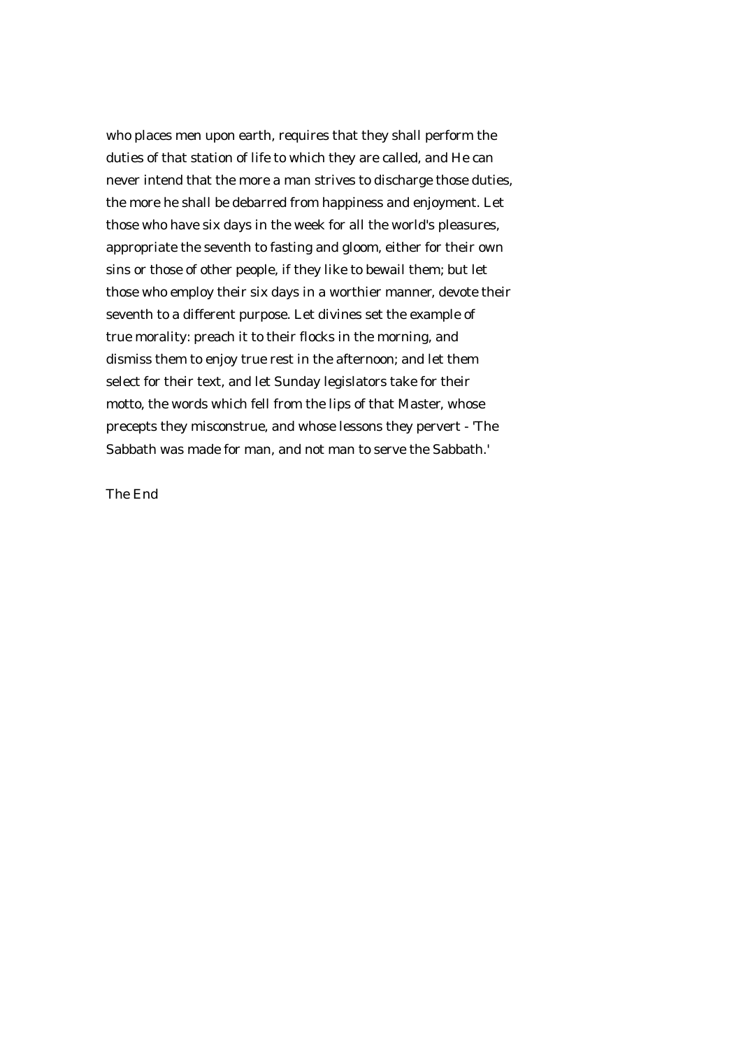who places men upon earth, requires that they shall perform the duties of that station of life to which they are called, and He can never intend that the more a man strives to discharge those duties, the more he shall be debarred from happiness and enjoyment. Let those who have six days in the week for all the world's pleasures, appropriate the seventh to fasting and gloom, either for their own sins or those of other people, if they like to bewail them; but let those who employ their six days in a worthier manner, devote their seventh to a different purpose. Let divines set the example of true morality: preach it to their flocks in the morning, and dismiss them to enjoy true rest in the afternoon; and let them select for their text, and let Sunday legislators take for their motto, the words which fell from the lips of that Master, whose precepts they misconstrue, and whose lessons they pervert - 'The Sabbath was made for man, and not man to serve the Sabbath.'

The End